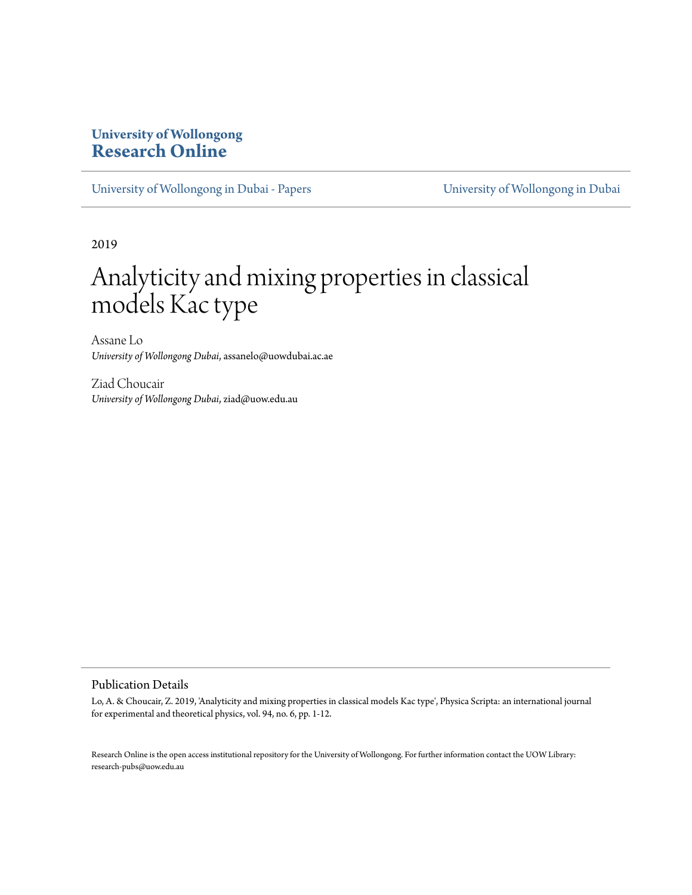**University of Wollongong**
**Research Online**

University of Wollongong in Dubai - Papers | University of Wollongong in Dubai

2019

# Analyticity and mixing properties in classical models Kac type

Assane Lo
*University of Wollongong Dubai*, assanelo@uowdubai.ac.ae

Ziad Choucair
*University of Wollongong Dubai*, ziad@uow.edu.au

## Publication Details

Lo, A. & Choucair, Z. 2019, 'Analyticity and mixing properties in classical models Kac type', Physica Scripta: an international journal for experimental and theoretical physics, vol. 94, no. 6, pp. 1-12.

Research Online is the open access institutional repository for the University of Wollongong. For further information contact the UOW Library: research-pubs@uow.edu.au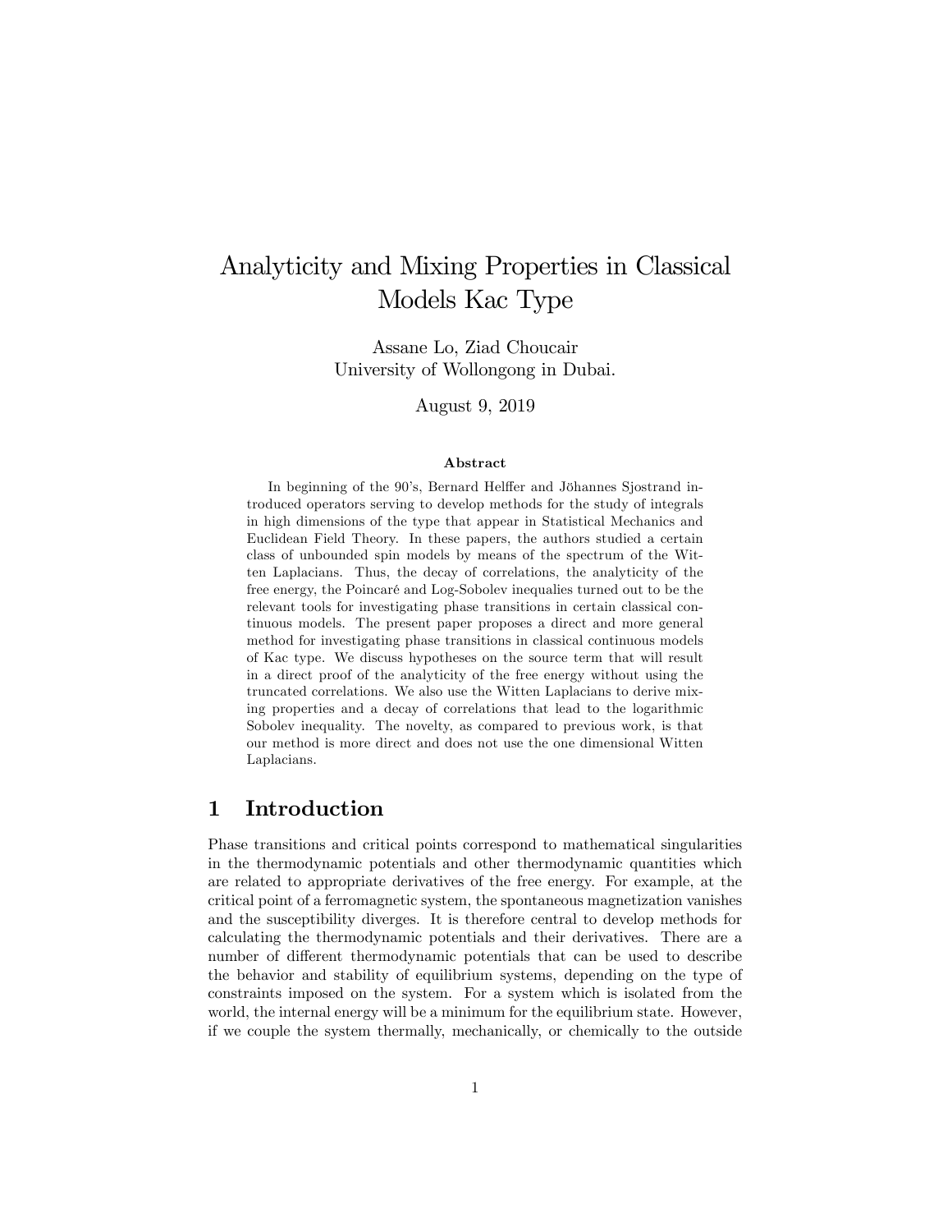# Analyticity and Mixing Properties in Classical Models Kac Type

Assane Lo, Ziad Choucair
University of Wollongong in Dubai.

August 9, 2019

**Abstract**

In beginning of the 90's, Bernard Helffer and Jöhannes Sjostrand introduced operators serving to develop methods for the study of integrals in high dimensions of the type that appear in Statistical Mechanics and Euclidean Field Theory. In these papers, the authors studied a certain class of unbounded spin models by means of the spectrum of the Witten Laplacians. Thus, the decay of correlations, the analyticity of the free energy, the Poincaré and Log-Sobolev inequalies turned out to be the relevant tools for investigating phase transitions in certain classical continuous models. The present paper proposes a direct and more general method for investigating phase transitions in classical continuous models of Kac type. We discuss hypotheses on the source term that will result in a direct proof of the analyticity of the free energy without using the truncated correlations. We also use the Witten Laplacians to derive mixing properties and a decay of correlations that lead to the logarithmic Sobolev inequality. The novelty, as compared to previous work, is that our method is more direct and does not use the one dimensional Witten Laplacians.

## 1 Introduction

Phase transitions and critical points correspond to mathematical singularities in the thermodynamic potentials and other thermodynamic quantities which are related to appropriate derivatives of the free energy. For example, at the critical point of a ferromagnetic system, the spontaneous magnetization vanishes and the susceptibility diverges. It is therefore central to develop methods for calculating the thermodynamic potentials and their derivatives. There are a number of different thermodynamic potentials that can be used to describe the behavior and stability of equilibrium systems, depending on the type of constraints imposed on the system. For a system which is isolated from the world, the internal energy will be a minimum for the equilibrium state. However, if we couple the system thermally, mechanically, or chemically to the outside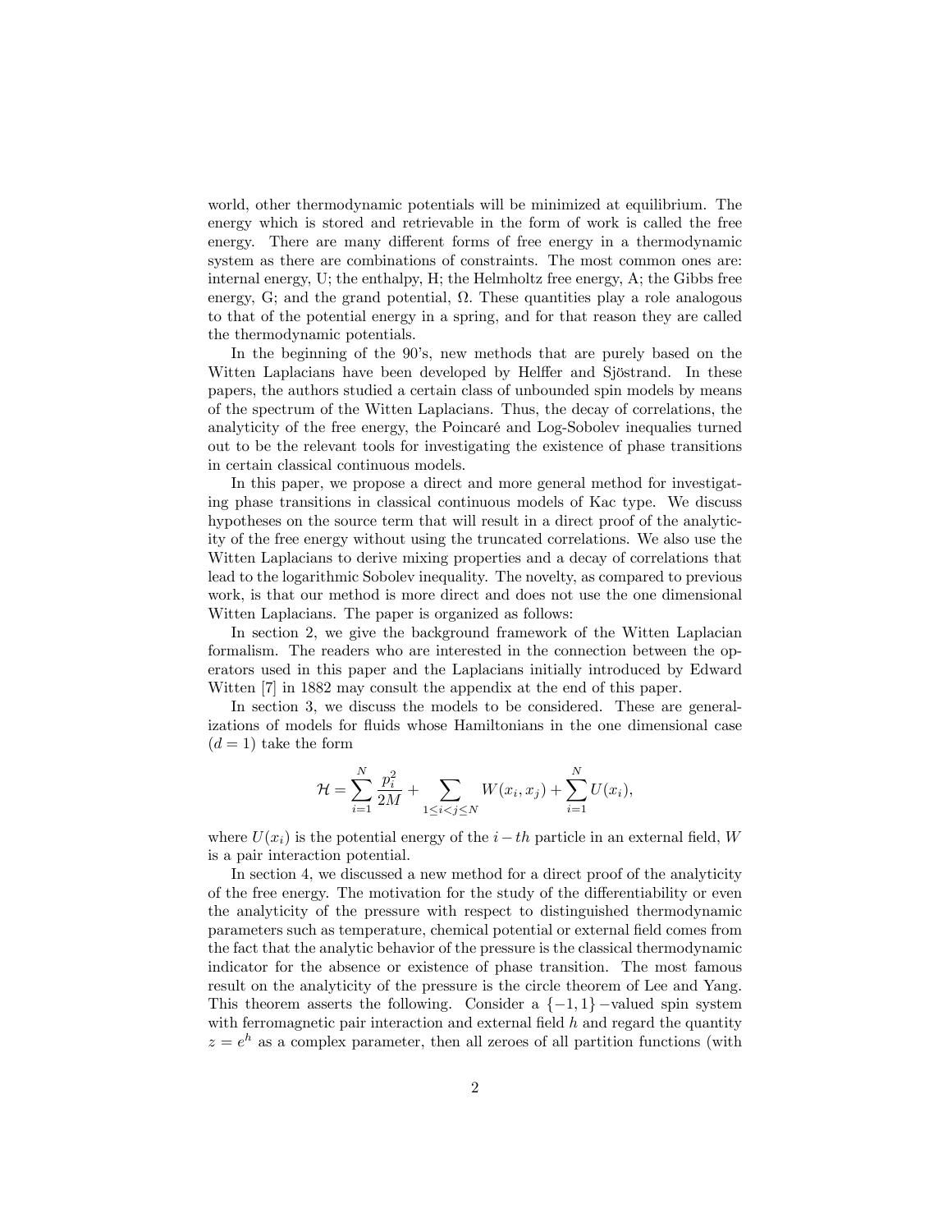world, other thermodynamic potentials will be minimized at equilibrium. The energy which is stored and retrievable in the form of work is called the free energy. There are many different forms of free energy in a thermodynamic system as there are combinations of constraints. The most common ones are: internal energy, U; the enthalpy, H; the Helmholtz free energy, A; the Gibbs free energy, G; and the grand potential, Ω. These quantities play a role analogous to that of the potential energy in a spring, and for that reason they are called the thermodynamic potentials.

In the beginning of the 90's, new methods that are purely based on the Witten Laplacians have been developed by Helffer and Sjöstrand. In these papers, the authors studied a certain class of unbounded spin models by means of the spectrum of the Witten Laplacians. Thus, the decay of correlations, the analyticity of the free energy, the Poincaré and Log-Sobolev inequalies turned out to be the relevant tools for investigating the existence of phase transitions in certain classical continuous models.

In this paper, we propose a direct and more general method for investigating phase transitions in classical continuous models of Kac type. We discuss hypotheses on the source term that will result in a direct proof of the analyticity of the free energy without using the truncated correlations. We also use the Witten Laplacians to derive mixing properties and a decay of correlations that lead to the logarithmic Sobolev inequality. The novelty, as compared to previous work, is that our method is more direct and does not use the one dimensional Witten Laplacians. The paper is organized as follows:

In section 2, we give the background framework of the Witten Laplacian formalism. The readers who are interested in the connection between the operators used in this paper and the Laplacians initially introduced by Edward Witten [7] in 1882 may consult the appendix at the end of this paper.

In section 3, we discuss the models to be considered. These are generalizations of models for fluids whose Hamiltonians in the one dimensional case ($d = 1$) take the form

$$\mathcal{H} = \sum_{i=1}^{N} \frac{p_i^2}{2M} + \sum_{1 \leq i < j \leq N} W(x_i, x_j) + \sum_{i=1}^{N} U(x_i),$$

where $U(x_i)$ is the potential energy of the $i-th$ particle in an external field, $W$ is a pair interaction potential.

In section 4, we discussed a new method for a direct proof of the analyticity of the free energy. The motivation for the study of the differentiability or even the analyticity of the pressure with respect to distinguished thermodynamic parameters such as temperature, chemical potential or external field comes from the fact that the analytic behavior of the pressure is the classical thermodynamic indicator for the absence or existence of phase transition. The most famous result on the analyticity of the pressure is the circle theorem of Lee and Yang. This theorem asserts the following. Consider a $\{-1, 1\}-$valued spin system with ferromagnetic pair interaction and external field $h$ and regard the quantity $z = e^h$ as a complex parameter, then all zeroes of all partition functions (with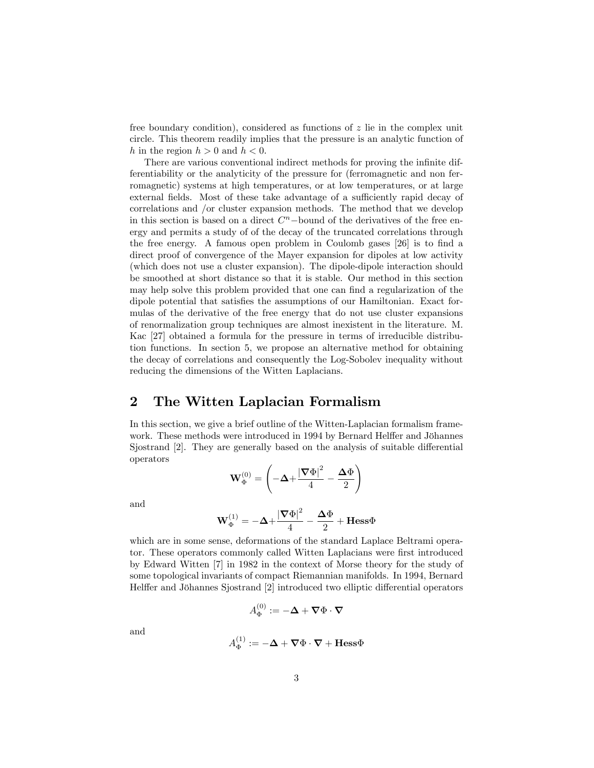free boundary condition), considered as functions of $z$ lie in the complex unit circle. This theorem readily implies that the pressure is an analytic function of $h$ in the region $h > 0$ and $h < 0$.

There are various conventional indirect methods for proving the infinite differentiability or the analyticity of the pressure for (ferromagnetic and non ferromagnetic) systems at high temperatures, or at low temperatures, or at large external fields. Most of these take advantage of a sufficiently rapid decay of correlations and /or cluster expansion methods. The method that we develop in this section is based on a direct $C^n-$bound of the derivatives of the free energy and permits a study of of the decay of the truncated correlations through the free energy. A famous open problem in Coulomb gases [26] is to find a direct proof of convergence of the Mayer expansion for dipoles at low activity (which does not use a cluster expansion). The dipole-dipole interaction should be smoothed at short distance so that it is stable. Our method in this section may help solve this problem provided that one can find a regularization of the dipole potential that satisfies the assumptions of our Hamiltonian. Exact formulas of the derivative of the free energy that do not use cluster expansions of renormalization group techniques are almost inexistent in the literature. M. Kac [27] obtained a formula for the pressure in terms of irreducible distribution functions. In section 5, we propose an alternative method for obtaining the decay of correlations and consequently the Log-Sobolev inequality without reducing the dimensions of the Witten Laplacians.

## 2 The Witten Laplacian Formalism

In this section, we give a brief outline of the Witten-Laplacian formalism framework. These methods were introduced in 1994 by Bernard Helffer and Jöhannes Sjostrand [2]. They are generally based on the analysis of suitable differential operators

$$\mathbf{W}_{\Phi}^{(0)} = \left( -\mathbf{\Delta} + \frac{|\mathbf{\nabla}\Phi|^2}{4} - \frac{\mathbf{\Delta}\Phi}{2} \right)$$

and

$$\mathbf{W}_{\Phi}^{(1)} = -\mathbf{\Delta} + \frac{|\mathbf{\nabla}\Phi|^2}{4} - \frac{\mathbf{\Delta}\Phi}{2} + \mathbf{Hess}\Phi$$

which are in some sense, deformations of the standard Laplace Beltrami operator. These operators commonly called Witten Laplacians were first introduced by Edward Witten [7] in 1982 in the context of Morse theory for the study of some topological invariants of compact Riemannian manifolds. In 1994, Bernard Helffer and Jöhannes Sjostrand [2] introduced two elliptic differential operators

$$A_{\Phi}^{(0)} := -\mathbf{\Delta} + \mathbf{\nabla}\Phi \cdot \mathbf{\nabla}$$

and

$$A_{\Phi}^{(1)} := -\mathbf{\Delta} + \mathbf{\nabla}\Phi \cdot \mathbf{\nabla} + \mathbf{Hess}\Phi$$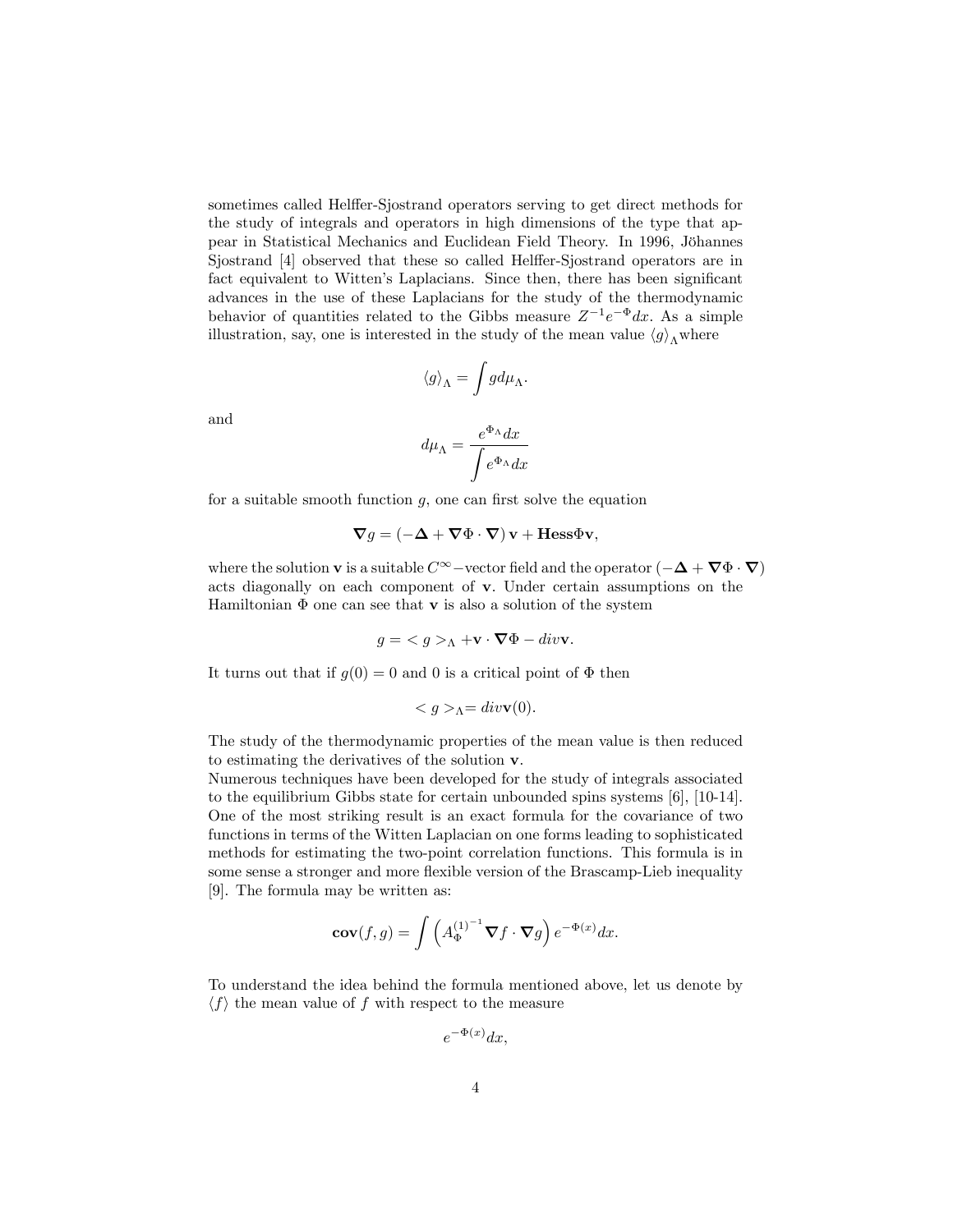sometimes called Helffer-Sjostrand operators serving to get direct methods for the study of integrals and operators in high dimensions of the type that appear in Statistical Mechanics and Euclidean Field Theory. In 1996, Jöhannes Sjostrand [4] observed that these so called Helffer-Sjostrand operators are in fact equivalent to Witten's Laplacians. Since then, there has been significant advances in the use of these Laplacians for the study of the thermodynamic behavior of quantities related to the Gibbs measure $Z^{-1}e^{-\Phi}dx$. As a simple illustration, say, one is interested in the study of the mean value $\langle g \rangle_\Lambda$ where

$$\langle g \rangle_\Lambda = \int g d\mu_\Lambda.$$

and

$$d\mu_\Lambda = \frac{e^{\Phi_\Lambda}dx}{\displaystyle\int e^{\Phi_\Lambda}dx}$$

for a suitable smooth function $g$, one can first solve the equation

$$\boldsymbol{\nabla} g = (-\boldsymbol{\Delta} + \boldsymbol{\nabla}\Phi \cdot \boldsymbol{\nabla})\,\mathbf{v} + \mathbf{Hess}\Phi\mathbf{v},$$

where the solution $\mathbf{v}$ is a suitable $C^\infty-$vector field and the operator $(-\boldsymbol{\Delta} + \boldsymbol{\nabla}\Phi \cdot \boldsymbol{\nabla})$ acts diagonally on each component of $\mathbf{v}$. Under certain assumptions on the Hamiltonian $\Phi$ one can see that $\mathbf{v}$ is also a solution of the system

$$g = < g >_\Lambda + \mathbf{v} \cdot \boldsymbol{\nabla}\Phi - div\mathbf{v}.$$

It turns out that if $g(0) = 0$ and 0 is a critical point of $\Phi$ then

$$< g >_\Lambda = div\mathbf{v}(0).$$

The study of the thermodynamic properties of the mean value is then reduced to estimating the derivatives of the solution $\mathbf{v}$.
Numerous techniques have been developed for the study of integrals associated to the equilibrium Gibbs state for certain unbounded spins systems [6], [10-14]. One of the most striking result is an exact formula for the covariance of two functions in terms of the Witten Laplacian on one forms leading to sophisticated methods for estimating the two-point correlation functions. This formula is in some sense a stronger and more flexible version of the Brascamp-Lieb inequality [9]. The formula may be written as:

$$\mathbf{cov}(f, g) = \int \left( A_\Phi^{(1)^{-1}} \boldsymbol{\nabla} f \cdot \boldsymbol{\nabla} g \right) e^{-\Phi(x)} dx.$$

To understand the idea behind the formula mentioned above, let us denote by $\langle f \rangle$ the mean value of $f$ with respect to the measure

$$e^{-\Phi(x)}dx,$$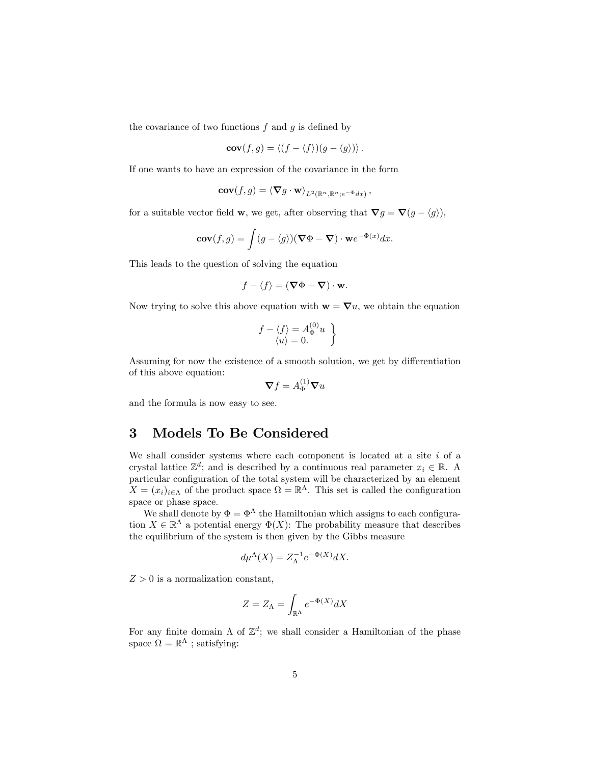the covariance of two functions $f$ and $g$ is defined by

$$\mathbf{cov}(f, g) = \langle (f - \langle f \rangle)(g - \langle g \rangle) \rangle .$$

If one wants to have an expression of the covariance in the form

$$\mathbf{cov}(f, g) = \langle \boldsymbol{\nabla} g \cdot \mathbf{w} \rangle_{L^2(\mathbb{R}^n, \mathbb{R}^n; e^{-\Phi} dx)} ,$$

for a suitable vector field $\mathbf{w}$, we get, after observing that $\boldsymbol{\nabla} g = \boldsymbol{\nabla}(g - \langle g \rangle)$,

$$\mathbf{cov}(f, g) = \int (g - \langle g \rangle)(\boldsymbol{\nabla}\Phi - \boldsymbol{\nabla}) \cdot \mathbf{w} e^{-\Phi(x)} dx.$$

This leads to the question of solving the equation

$$f - \langle f \rangle = (\boldsymbol{\nabla}\Phi - \boldsymbol{\nabla}) \cdot \mathbf{w}.$$

Now trying to solve this above equation with $\mathbf{w} = \boldsymbol{\nabla} u$, we obtain the equation

$$\left. \begin{array}{c} f - \langle f \rangle = A_{\Phi}^{(0)} u \\ \langle u \rangle = 0. \end{array} \right\}$$

Assuming for now the existence of a smooth solution, we get by differentiation of this above equation:

$$\boldsymbol{\nabla} f = A_{\Phi}^{(1)} \boldsymbol{\nabla} u$$

and the formula is now easy to see.

## 3 Models To Be Considered

We shall consider systems where each component is located at a site $i$ of a crystal lattice $\mathbb{Z}^d$; and is described by a continuous real parameter $x_i \in \mathbb{R}$. A particular configuration of the total system will be characterized by an element $X = (x_i)_{i \in \Lambda}$ of the product space $\Omega = \mathbb{R}^{\Lambda}$. This set is called the configuration space or phase space.

We shall denote by $\Phi = \Phi^{\Lambda}$ the Hamiltonian which assigns to each configuration $X \in \mathbb{R}^{\Lambda}$ a potential energy $\Phi(X)$: The probability measure that describes the equilibrium of the system is then given by the Gibbs measure

$$d\mu^{\Lambda}(X) = Z_{\Lambda}^{-1} e^{-\Phi(X)} dX.$$

$Z > 0$ is a normalization constant,

$$Z = Z_{\Lambda} = \int_{\mathbb{R}^{\Lambda}} e^{-\Phi(X)} dX$$

For any finite domain $\Lambda$ of $\mathbb{Z}^d$; we shall consider a Hamiltonian of the phase space $\Omega = \mathbb{R}^{\Lambda}$ ; satisfying: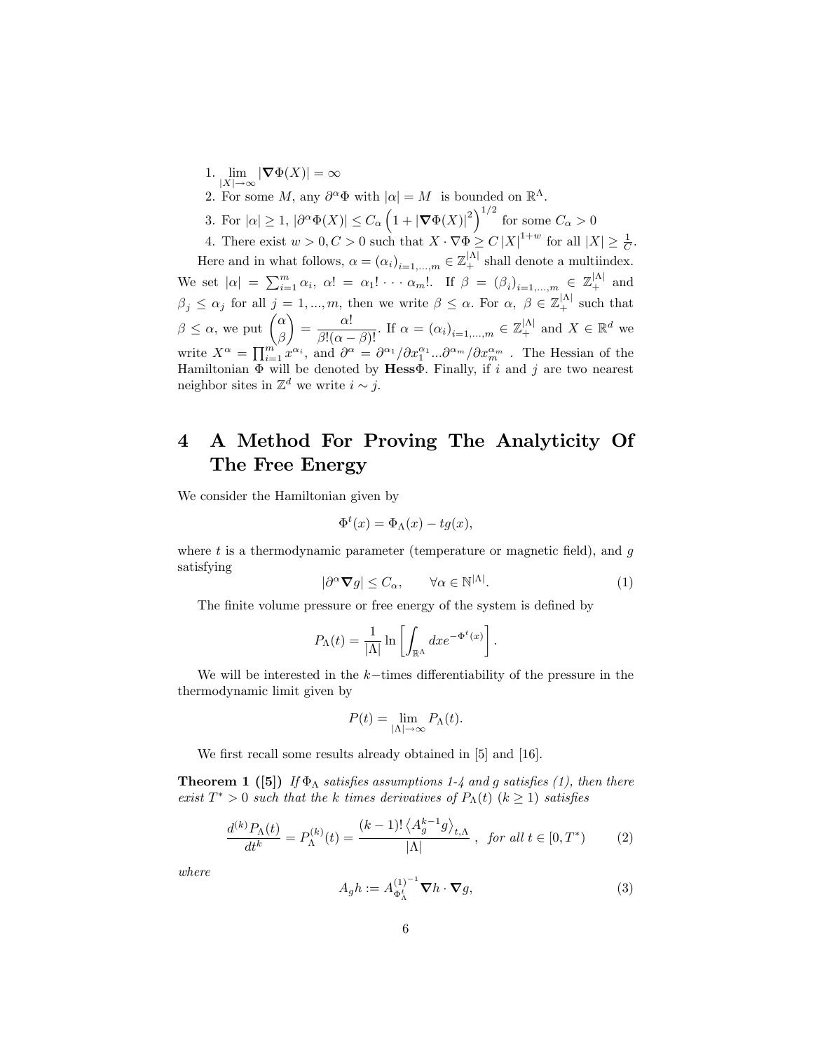1. $\lim\limits_{|X|\to\infty} |\nabla\Phi(X)| = \infty$
2. For some $M$, any $\partial^\alpha \Phi$ with $|\alpha| = M$ is bounded on $\mathbb{R}^\Lambda$.
3. For $|\alpha| \geq 1$, $|\partial^\alpha \Phi(X)| \leq C_\alpha \left(1 + |\nabla\Phi(X)|^2\right)^{1/2}$ for some $C_\alpha > 0$
4. There exist $w > 0, C > 0$ such that $X \cdot \nabla\Phi \geq C\,|X|^{1+w}$ for all $|X| \geq \frac{1}{C}$.

Here and in what follows, $\alpha = (\alpha_i)_{i=1,...,m} \in \mathbb{Z}_+^{|\Lambda|}$ shall denote a multiindex. We set $|\alpha| = \sum_{i=1}^m \alpha_i$, $\alpha! = \alpha_1! \cdots \alpha_m!$. If $\beta = (\beta_i)_{i=1,...,m} \in \mathbb{Z}_+^{|\Lambda|}$ and $\beta_j \leq \alpha_j$ for all $j = 1, ..., m$, then we write $\beta \leq \alpha$. For $\alpha$, $\beta \in \mathbb{Z}_+^{|\Lambda|}$ such that $\beta \leq \alpha$, we put $\binom{\alpha}{\beta} = \dfrac{\alpha!}{\beta!(\alpha-\beta)!}$. If $\alpha = (\alpha_i)_{i=1,...,m} \in \mathbb{Z}_+^{|\Lambda|}$ and $X \in \mathbb{R}^d$ we write $X^\alpha = \prod_{i=1}^m x^{\alpha_i}$, and $\partial^\alpha = \partial^{\alpha_1}/\partial x_1^{\alpha_1} ... \partial^{\alpha_m}/\partial x_m^{\alpha_m}$ . The Hessian of the Hamiltonian $\Phi$ will be denoted by $\mathbf{Hess}\Phi$. Finally, if $i$ and $j$ are two nearest neighbor sites in $\mathbb{Z}^d$ we write $i \sim j$.

# 4 A Method For Proving The Analyticity Of The Free Energy

We consider the Hamiltonian given by

$$\Phi^t(x) = \Phi_\Lambda(x) - tg(x),$$

where $t$ is a thermodynamic parameter (temperature or magnetic field), and $g$ satisfying

$$|\partial^\alpha \nabla g| \leq C_\alpha, \qquad \forall \alpha \in \mathbb{N}^{|\Lambda|}. \tag{1}$$

The finite volume pressure or free energy of the system is defined by

$$P_\Lambda(t) = \frac{1}{|\Lambda|} \ln \left[ \int_{\mathbb{R}^\Lambda} dx e^{-\Phi^t(x)} \right].$$

We will be interested in the $k-$times differentiability of the pressure in the thermodynamic limit given by

$$P(t) = \lim_{|\Lambda|\to\infty} P_\Lambda(t).$$

We first recall some results already obtained in [5] and [16].

**Theorem 1 ([5])** *If $\Phi_\Lambda$ satisfies assumptions 1-4 and $g$ satisfies (1), then there exist $T^* > 0$ such that the $k$ times derivatives of $P_\Lambda(t)$ ($k \geq 1$) satisfies*

$$\frac{d^{(k)} P_\Lambda(t)}{dt^k} = P_\Lambda^{(k)}(t) = \frac{(k-1)! \left\langle A_g^{k-1} g \right\rangle_{t,\Lambda}}{|\Lambda|}, \ \textit{for all } t \in [0, T^*) \tag{2}$$

*where*

$$A_g h := A_{\Phi_\Lambda^t}^{(1)^{-1}} \nabla h \cdot \nabla g, \tag{3}$$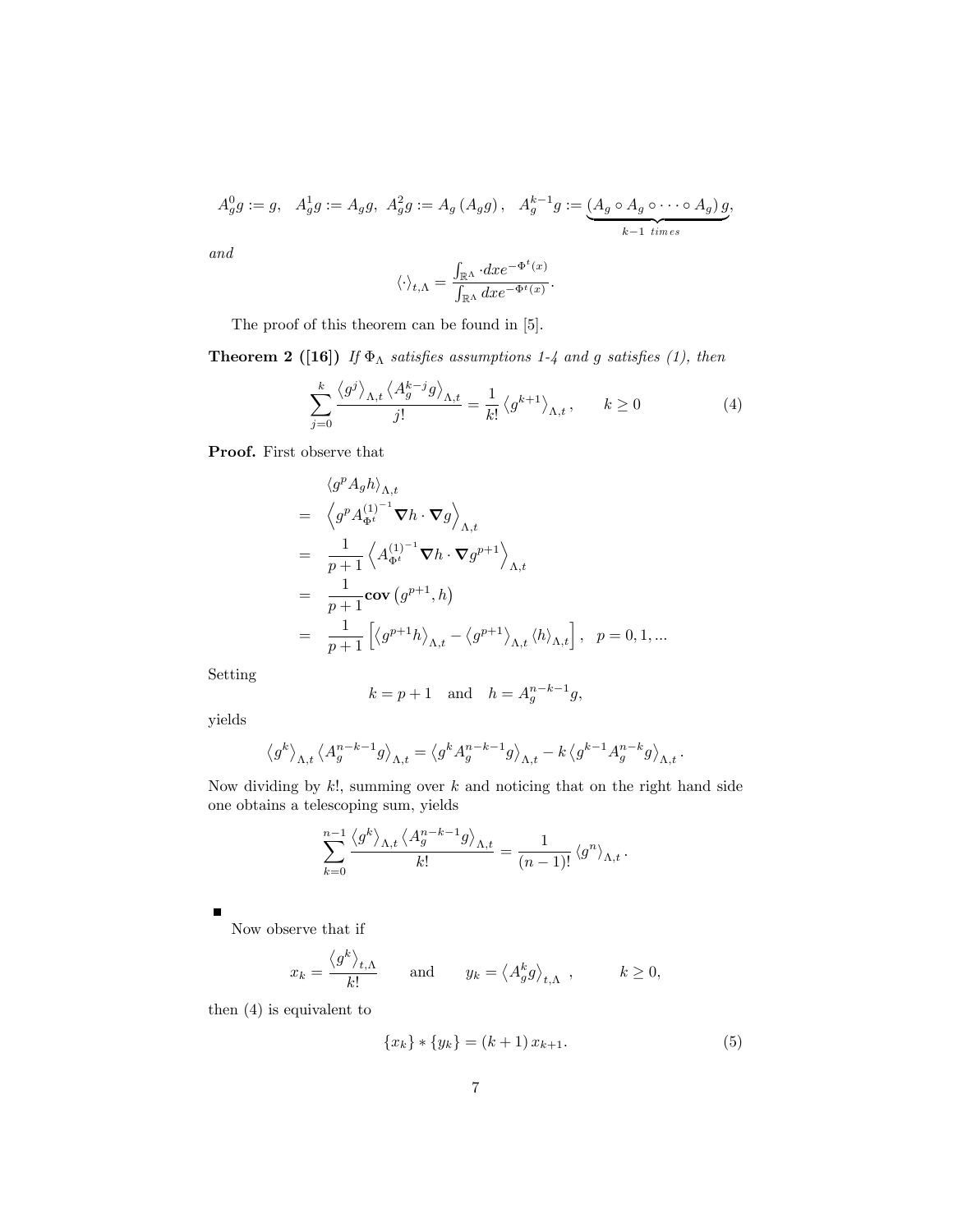$$A_g^0 g := g, \quad A_g^1 g := A_g g, \; A_g^2 g := A_g \left( A_g g \right), \quad A_g^{k-1} g := \underbrace{\left( A_g \circ A_g \circ \cdots \circ A_g \right)}_{k-1 \; times} g,$$

*and*

$$\langle \cdot \rangle_{t,\Lambda} = \frac{\int_{\mathbb{R}^\Lambda} \cdot dx e^{-\Phi^t(x)}}{\int_{\mathbb{R}^\Lambda} dx e^{-\Phi^t(x)}}.$$

The proof of this theorem can be found in [5].

**Theorem 2 ([16])** *If $\Phi_\Lambda$ satisfies assumptions 1-4 and $g$ satisfies (1), then*

$$\sum_{j=0}^{k} \frac{\left\langle g^j \right\rangle_{\Lambda,t} \left\langle A_g^{k-j} g \right\rangle_{\Lambda,t}}{j!} = \frac{1}{k!} \left\langle g^{k+1} \right\rangle_{\Lambda,t}, \qquad k \geq 0 \tag{4}$$

**Proof.** First observe that

$$\begin{aligned}
& \left\langle g^p A_g h \right\rangle_{\Lambda,t} \\
= \; & \left\langle g^p A_{\Phi^t}^{(1)^{-1}} \boldsymbol{\nabla} h \cdot \boldsymbol{\nabla} g \right\rangle_{\Lambda,t} \\
= \; & \frac{1}{p+1} \left\langle A_{\Phi^t}^{(1)^{-1}} \boldsymbol{\nabla} h \cdot \boldsymbol{\nabla} g^{p+1} \right\rangle_{\Lambda,t} \\
= \; & \frac{1}{p+1} \mathbf{cov} \left( g^{p+1}, h \right) \\
= \; & \frac{1}{p+1} \left[ \left\langle g^{p+1} h \right\rangle_{\Lambda,t} - \left\langle g^{p+1} \right\rangle_{\Lambda,t} \langle h \rangle_{\Lambda,t} \right], \quad p = 0, 1, ...
\end{aligned}$$

Setting

$$k = p + 1 \quad \text{and} \quad h = A_g^{n-k-1} g,$$

yields

$$\left\langle g^k \right\rangle_{\Lambda,t} \left\langle A_g^{n-k-1} g \right\rangle_{\Lambda,t} = \left\langle g^k A_g^{n-k-1} g \right\rangle_{\Lambda,t} - k \left\langle g^{k-1} A_g^{n-k} g \right\rangle_{\Lambda,t}.$$

Now dividing by $k!$, summing over $k$ and noticing that on the right hand side one obtains a telescoping sum, yields

$$\sum_{k=0}^{n-1} \frac{\left\langle g^k \right\rangle_{\Lambda,t} \left\langle A_g^{n-k-1} g \right\rangle_{\Lambda,t}}{k!} = \frac{1}{(n-1)!} \left\langle g^n \right\rangle_{\Lambda,t}.$$

■

Now observe that if

$$x_k = \frac{\left\langle g^k \right\rangle_{t,\Lambda}}{k!} \qquad \text{and} \qquad y_k = \left\langle A_g^k g \right\rangle_{t,\Lambda}, \qquad k \geq 0,$$

then (4) is equivalent to

$$\{x_k\} * \{y_k\} = (k+1) \, x_{k+1}. \tag{5}$$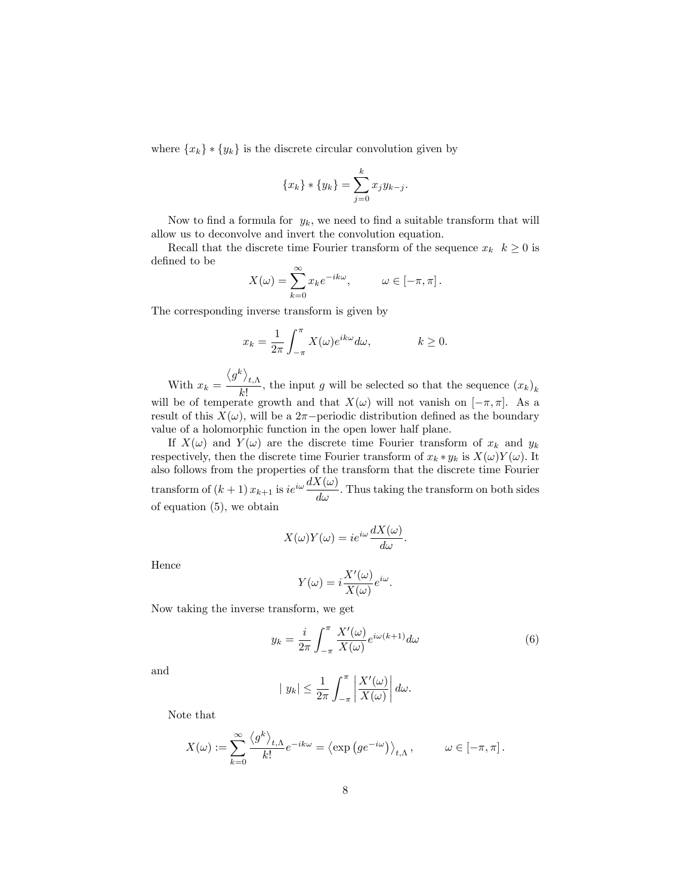where $\{x_k\} * \{y_k\}$ is the discrete circular convolution given by

$$\{x_k\} * \{y_k\} = \sum_{j=0}^{k} x_j y_{k-j}.$$

Now to find a formula for $y_k$, we need to find a suitable transform that will allow us to deconvolve and invert the convolution equation.

Recall that the discrete time Fourier transform of the sequence $x_k \;\; k \geq 0$ is defined to be

$$X(\omega) = \sum_{k=0}^{\infty} x_k e^{-ik\omega}, \qquad \omega \in [-\pi, \pi].$$

The corresponding inverse transform is given by

$$x_k = \frac{1}{2\pi} \int_{-\pi}^{\pi} X(\omega) e^{ik\omega} d\omega, \qquad k \geq 0.$$

With $x_k = \dfrac{\langle g^k \rangle_{t,\Lambda}}{k!}$, the input $g$ will be selected so that the sequence $(x_k)_k$ will be of temperate growth and that $X(\omega)$ will not vanish on $[-\pi, \pi]$. As a result of this $X(\omega)$, will be a $2\pi-$periodic distribution defined as the boundary value of a holomorphic function in the open lower half plane.

If $X(\omega)$ and $Y(\omega)$ are the discrete time Fourier transform of $x_k$ and $y_k$ respectively, then the discrete time Fourier transform of $x_k * y_k$ is $X(\omega)Y(\omega)$. It also follows from the properties of the transform that the discrete time Fourier transform of $(k+1)\, x_{k+1}$ is $ie^{i\omega}\dfrac{dX(\omega)}{d\omega}$. Thus taking the transform on both sides of equation (5), we obtain

$$X(\omega)Y(\omega) = ie^{i\omega}\frac{dX(\omega)}{d\omega}.$$

Hence

$$Y(\omega) = i\frac{X'(\omega)}{X(\omega)}e^{i\omega}.$$

Now taking the inverse transform, we get

$$y_k = \frac{i}{2\pi} \int_{-\pi}^{\pi} \frac{X'(\omega)}{X(\omega)} e^{i\omega(k+1)} d\omega \tag{6}$$

and

$$|\; y_k| \leq \frac{1}{2\pi} \int_{-\pi}^{\pi} \left| \frac{X'(\omega)}{X(\omega)} \right| d\omega.$$

Note that

$$X(\omega) := \sum_{k=0}^{\infty} \frac{\langle g^k \rangle_{t,\Lambda}}{k!} e^{-ik\omega} = \left\langle \exp\left(ge^{-i\omega}\right)\right\rangle_{t,\Lambda}, \qquad \omega \in [-\pi, \pi].$$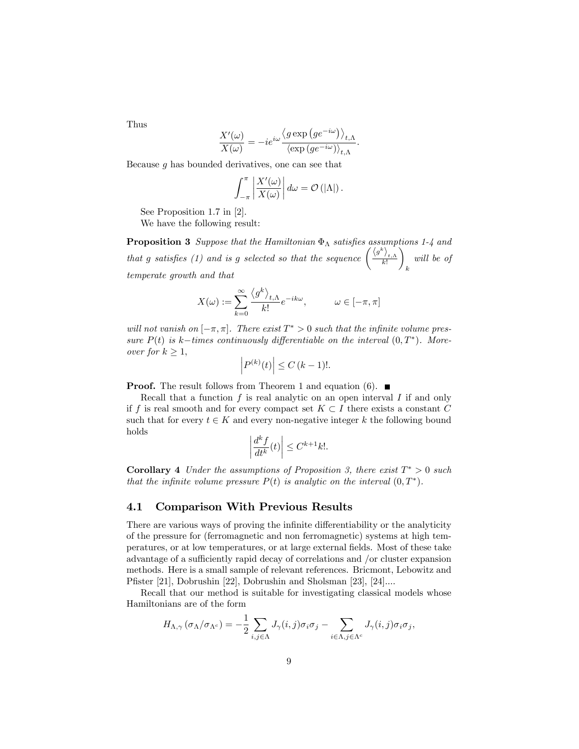Thus

$$\frac{X'(\omega)}{X(\omega)} = -ie^{i\omega} \frac{\left\langle g \exp\left(ge^{-i\omega}\right)\right\rangle_{t,\Lambda}}{\left\langle \exp\left(ge^{-i\omega}\right)\right\rangle_{t,\Lambda}}.$$

Because $g$ has bounded derivatives, one can see that

$$\int_{-\pi}^{\pi} \left| \frac{X'(\omega)}{X(\omega)} \right| d\omega = \mathcal{O}\left(|\Lambda|\right).$$

See Proposition 1.7 in [2].

We have the following result:

**Proposition 3** *Suppose that the Hamiltonian $\Phi_\Lambda$ satisfies assumptions 1-4 and that $g$ satisfies (1) and is $g$ selected so that the sequence $\left(\frac{\left\langle g^k\right\rangle_{t,\Lambda}}{k!}\right)_k$ will be of temperate growth and that*

$$X(\omega) := \sum_{k=0}^{\infty} \frac{\left\langle g^k\right\rangle_{t,\Lambda}}{k!} e^{-ik\omega}, \qquad \omega \in [-\pi, \pi]$$

*will not vanish on $[-\pi, \pi]$. There exist $T^* > 0$ such that the infinite volume pressure $P(t)$ is $k-$times continuously differentiable on the interval $(0, T^*)$. Moreover for $k \geq 1$,*

$$\left| P^{(k)}(t) \right| \leq C\,(k-1)!.$$

**Proof.** The result follows from Theorem 1 and equation (6). ∎

Recall that a function $f$ is real analytic on an open interval $I$ if and only if $f$ is real smooth and for every compact set $K \subset I$ there exists a constant $C$ such that for every $t \in K$ and every non-negative integer $k$ the following bound holds

$$\left| \frac{d^k f}{dt^k}(t) \right| \leq C^{k+1} k!.$$

**Corollary 4** *Under the assumptions of Proposition 3, there exist $T^* > 0$ such that the infinite volume pressure $P(t)$ is analytic on the interval $(0, T^*)$.*

## 4.1 Comparison With Previous Results

There are various ways of proving the infinite differentiability or the analyticity of the pressure for (ferromagnetic and non ferromagnetic) systems at high temperatures, or at low temperatures, or at large external fields. Most of these take advantage of a sufficiently rapid decay of correlations and /or cluster expansion methods. Here is a small sample of relevant references. Bricmont, Lebowitz and Pfister [21], Dobrushin [22], Dobrushin and Sholsman [23], [24]....

Recall that our method is suitable for investigating classical models whose Hamiltonians are of the form

$$H_{\Lambda,\gamma}\left(\sigma_\Lambda / \sigma_{\Lambda^c}\right) = -\frac{1}{2} \sum_{i,j \in \Lambda} J_\gamma(i,j)\sigma_i\sigma_j - \sum_{i \in \Lambda, j \in \Lambda^c} J_\gamma(i,j)\sigma_i\sigma_j,$$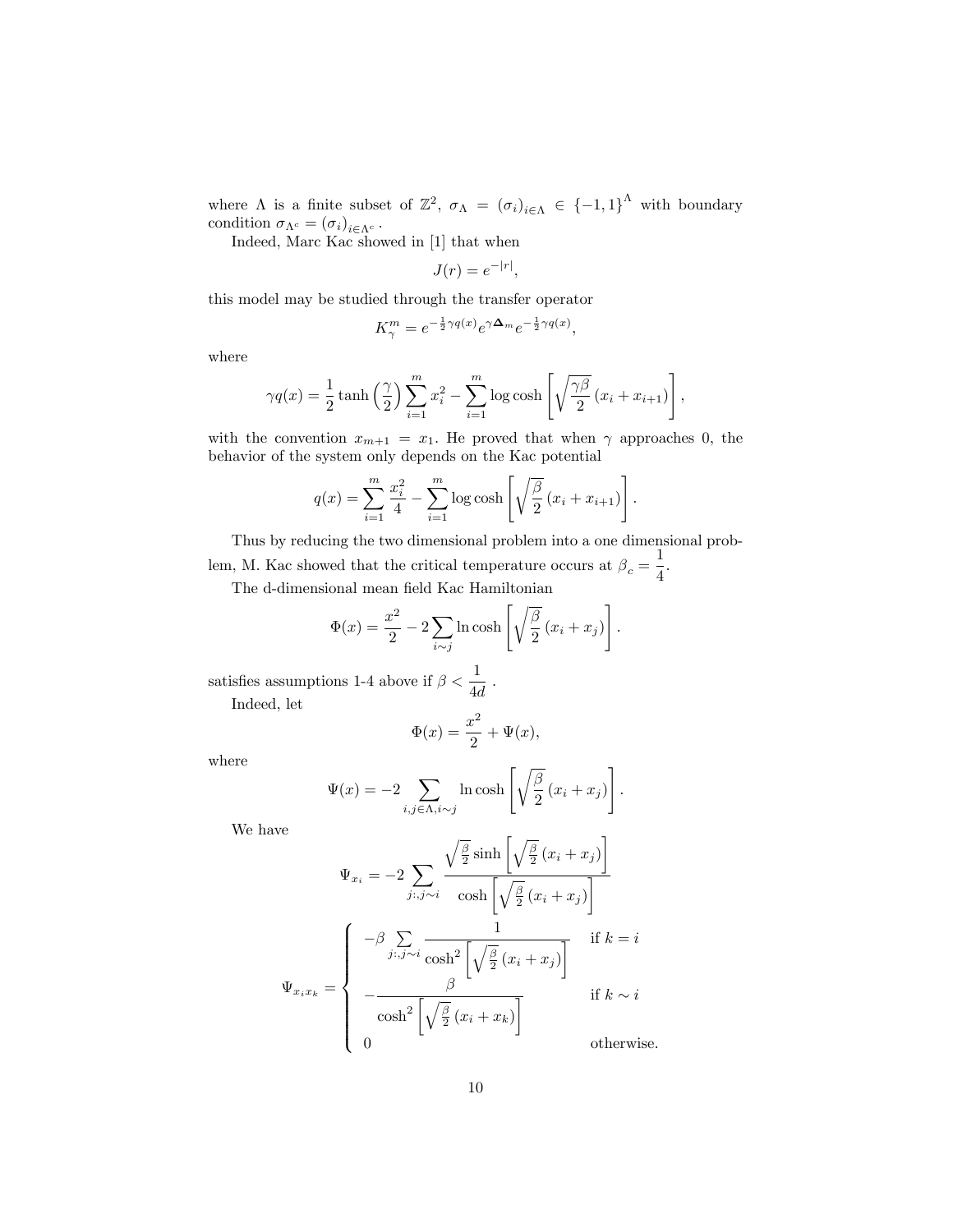where $\Lambda$ is a finite subset of $\mathbb{Z}^2$, $\sigma_\Lambda = (\sigma_i)_{i\in\Lambda} \in \{-1,1\}^\Lambda$ with boundary condition $\sigma_{\Lambda^c} = (\sigma_i)_{i\in\Lambda^c}$.

Indeed, Marc Kac showed in [1] that when

$$J(r) = e^{-|r|},$$

this model may be studied through the transfer operator

$$K_\gamma^m = e^{-\frac{1}{2}\gamma q(x)} e^{\gamma \mathbf{\Delta}_m} e^{-\frac{1}{2}\gamma q(x)},$$

where

$$\gamma q(x) = \frac{1}{2}\tanh\left(\frac{\gamma}{2}\right)\sum_{i=1}^m x_i^2 - \sum_{i=1}^m \log\cosh\left[\sqrt{\frac{\gamma\beta}{2}}\left(x_i + x_{i+1}\right)\right],$$

with the convention $x_{m+1} = x_1$. He proved that when $\gamma$ approaches 0, the behavior of the system only depends on the Kac potential

$$q(x) = \sum_{i=1}^m \frac{x_i^2}{4} - \sum_{i=1}^m \log\cosh\left[\sqrt{\frac{\beta}{2}}\left(x_i + x_{i+1}\right)\right].$$

Thus by reducing the two dimensional problem into a one dimensional problem, M. Kac showed that the critical temperature occurs at $\beta_c = \dfrac{1}{4}$.

The d-dimensional mean field Kac Hamiltonian

$$\Phi(x) = \frac{x^2}{2} - 2\sum_{i\sim j}\ln\cosh\left[\sqrt{\frac{\beta}{2}}\left(x_i + x_j\right)\right].$$

satisfies assumptions 1-4 above if $\beta < \dfrac{1}{4d}$ .

Indeed, let

$$\Phi(x) = \frac{x^2}{2} + \Psi(x),$$

where

$$\Psi(x) = -2\sum_{i,j\in\Lambda, i\sim j}\ln\cosh\left[\sqrt{\frac{\beta}{2}}\left(x_i + x_j\right)\right].$$

We have

$$\Psi_{x_i} = -2\sum_{j:, j\sim i}\frac{\sqrt{\frac{\beta}{2}}\sinh\left[\sqrt{\frac{\beta}{2}}\left(x_i + x_j\right)\right]}{\cosh\left[\sqrt{\frac{\beta}{2}}\left(x_i + x_j\right)\right]}$$

$$\Psi_{x_i x_k} = \begin{cases} -\beta \displaystyle\sum_{j:, j\sim i}\frac{1}{\cosh^2\left[\sqrt{\frac{\beta}{2}}\left(x_i + x_j\right)\right]} & \text{if } k = i \\ -\dfrac{\beta}{\cosh^2\left[\sqrt{\frac{\beta}{2}}\left(x_i + x_k\right)\right]} & \text{if } k \sim i \\ 0 & \text{otherwise.} \end{cases}$$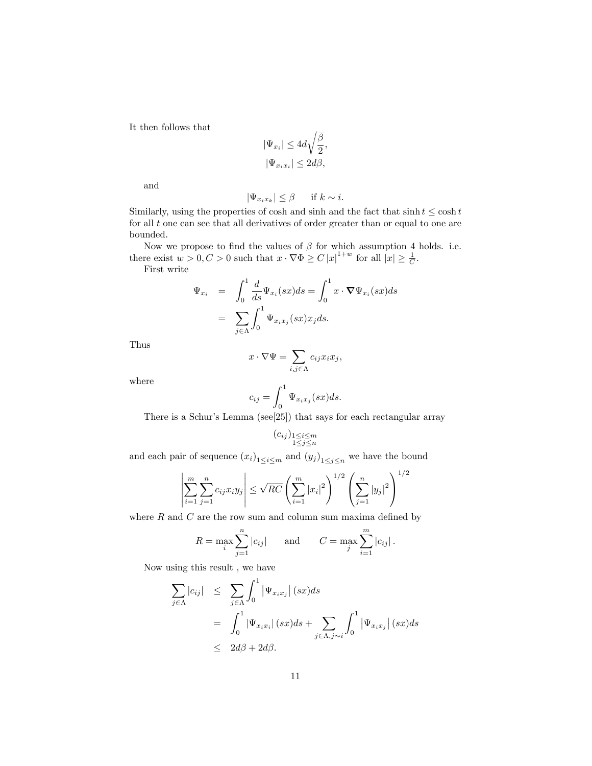It then follows that

$$|\Psi_{x_i}| \leq 4d\sqrt{\frac{\beta}{2}},$$
$$|\Psi_{x_i x_i}| \leq 2d\beta,$$

and

$$|\Psi_{x_i x_k}| \leq \beta \quad \text{ if } k \sim i.$$

Similarly, using the properties of cosh and sinh and the fact that $\sinh t \leq \cosh t$ for all $t$ one can see that all derivatives of order greater than or equal to one are bounded.

Now we propose to find the values of $\beta$ for which assumption 4 holds. i.e. there exist $w > 0, C > 0$ such that $x \cdot \nabla \Phi \geq C\,|x|^{1+w}$ for all $|x| \geq \frac{1}{C}$.

First write

$$\begin{aligned}
\Psi_{x_i} &= \int_0^1 \frac{d}{ds}\Psi_{x_i}(sx)ds = \int_0^1 x \cdot \boldsymbol{\nabla}\Psi_{x_i}(sx)ds \\
&= \sum_{j\in\Lambda}\int_0^1 \Psi_{x_i x_j}(sx)x_j ds.
\end{aligned}$$

Thus

$$x \cdot \nabla\Psi = \sum_{i,j\in\Lambda} c_{ij}x_i x_j,$$

where

$$c_{ij} = \int_0^1 \Psi_{x_i x_j}(sx)ds.$$

There is a Schur's Lemma (see[25]) that says for each rectangular array

$$(c_{ij})_{\substack{1\leq i\leq m \\ 1\leq j\leq n}}$$

and each pair of sequence $(x_i)_{1\leq i\leq m}$ and $(y_j)_{1\leq j\leq n}$ we have the bound

$$\left|\sum_{i=1}^m\sum_{j=1}^n c_{ij}x_i y_j\right| \leq \sqrt{RC}\left(\sum_{i=1}^m |x_i|^2\right)^{1/2}\left(\sum_{j=1}^n |y_j|^2\right)^{1/2}$$

where $R$ and $C$ are the row sum and column sum maxima defined by

$$R = \max_i \sum_{j=1}^n |c_{ij}| \qquad \text{and} \qquad C = \max_j \sum_{i=1}^m |c_{ij}|.$$

Now using this result , we have

$$\begin{aligned}
\sum_{j\in\Lambda}|c_{ij}| &\leq \sum_{j\in\Lambda}\int_0^1 \left|\Psi_{x_i x_j}\right|(sx)ds \\
&= \int_0^1 \left|\Psi_{x_i x_i}\right|(sx)ds + \sum_{j\in\Lambda, j\sim i}\int_0^1 \left|\Psi_{x_i x_j}\right|(sx)ds \\
&\leq 2d\beta + 2d\beta.
\end{aligned}$$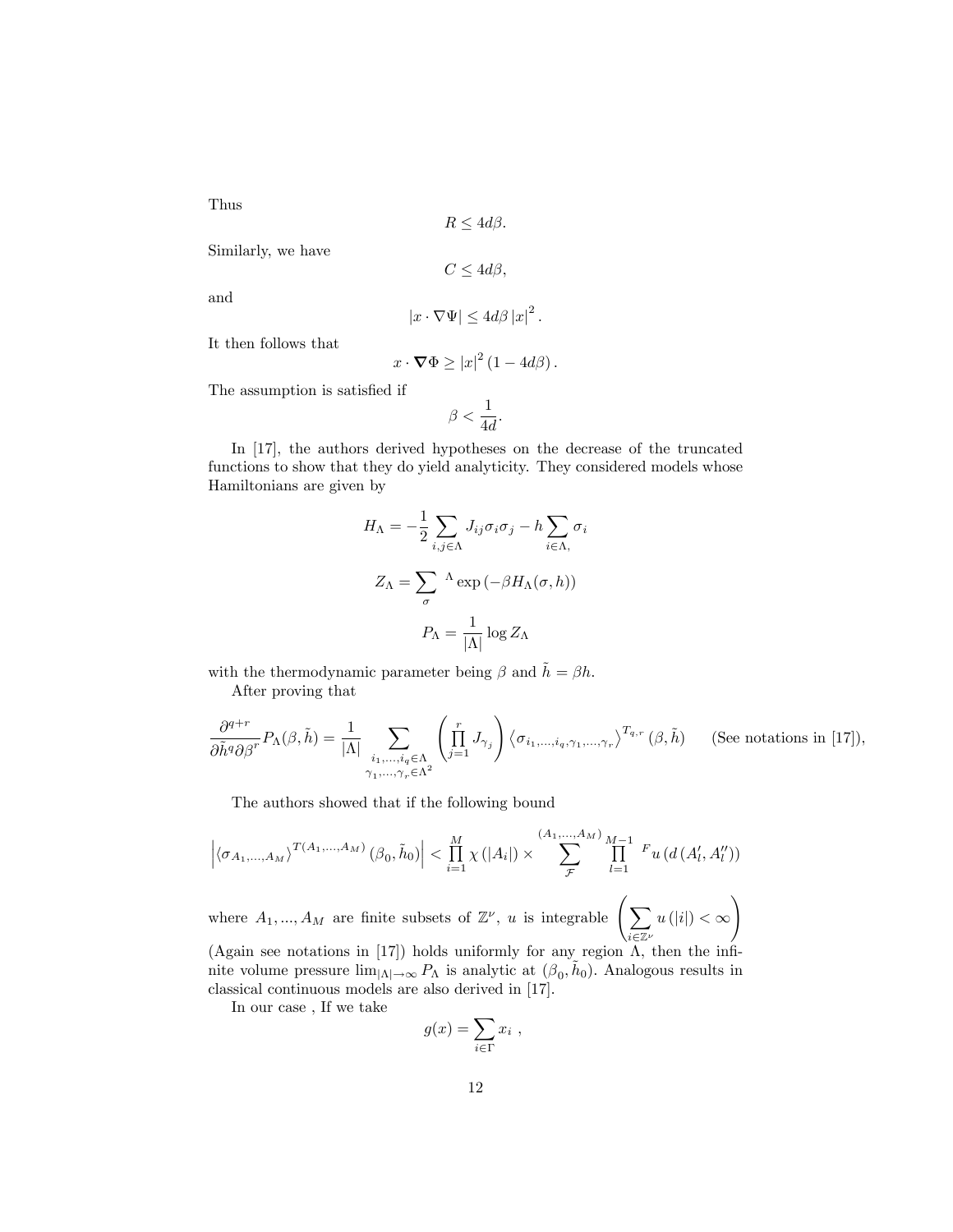Thus

$$R \leq 4d\beta.$$

Similarly, we have

$$C \leq 4d\beta,$$

and

$$|x \cdot \nabla \Psi| \leq 4d\beta \, |x|^2 .$$

It then follows that

$$x \cdot \boldsymbol{\nabla} \Phi \geq |x|^2 \left(1 - 4d\beta\right).$$

The assumption is satisfied if

$$\beta < \frac{1}{4d}.$$

In [17], the authors derived hypotheses on the decrease of the truncated functions to show that they do yield analyticity. They considered models whose Hamiltonians are given by

$$H_\Lambda = -\frac{1}{2} \sum_{i,j \in \Lambda} J_{ij} \sigma_i \sigma_j - h \sum_{i \in \Lambda,} \sigma_i$$

$$Z_\Lambda = \sum_{\sigma} {}^{\Lambda} \exp\left(-\beta H_\Lambda(\sigma, h)\right)$$

$$P_\Lambda = \frac{1}{|\Lambda|} \log Z_\Lambda$$

with the thermodynamic parameter being $\beta$ and $\tilde{h} = \beta h$.

After proving that

$$\frac{\partial^{q+r}}{\partial \tilde{h}^q \partial \beta^r} P_\Lambda(\beta, \tilde{h}) = \frac{1}{|\Lambda|} \sum_{\substack{i_1, \ldots, i_q \in \Lambda \\ \gamma_1, \ldots, \gamma_r \in \Lambda^2}} \left( \prod_{j=1}^{r} J_{\gamma_j} \right) \left\langle \sigma_{i_1, \ldots, i_q, \gamma_1, \ldots, \gamma_r} \right\rangle^{T_{q,r}} (\beta, \tilde{h}) \qquad \text{(See notations in [17])},$$

The authors showed that if the following bound

$$\left| \left\langle \sigma_{A_1, \ldots, A_M} \right\rangle^{T(A_1, \ldots, A_M)} (\beta_0, \tilde{h}_0) \right| < \prod_{i=1}^{M} \chi\left(|A_i|\right) \times \sum_{\mathcal{F}}^{(A_1, \ldots, A_M)} \prod_{l=1}^{M-1} {}^{F} u\left(d\left(A'_l, A''_l\right)\right)$$

where $A_1, ..., A_M$ are finite subsets of $\mathbb{Z}^\nu$, $u$ is integrable $\left( \sum_{i \in \mathbb{Z}^\nu} u\left(|i|\right) < \infty \right)$ (Again see notations in [17]) holds uniformly for any region $\Lambda$, then the infinite volume pressure $\lim_{|\Lambda| \to \infty} P_\Lambda$ is analytic at $(\beta_0, \tilde{h}_0)$. Analogous results in classical continuous models are also derived in [17].

In our case , If we take

$$g(x) = \sum_{i \in \Gamma} x_i \ ,$$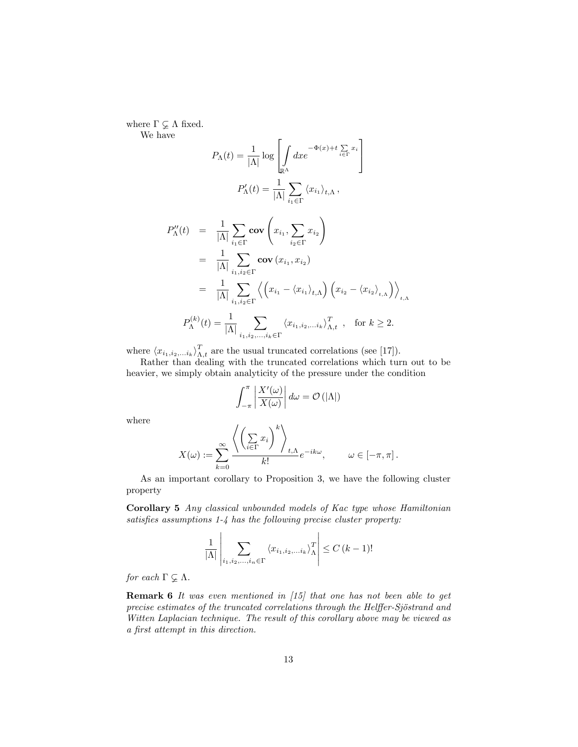where $\Gamma \subsetneq \Lambda$ fixed.

We have

$$P_\Lambda(t) = \frac{1}{|\Lambda|} \log \left[ \int_{\mathbb{R}^\Lambda} dx e^{-\Phi(x) + t \sum_{i \in \Gamma} x_i} \right]$$

$$P'_\Lambda(t) = \frac{1}{|\Lambda|} \sum_{i_1 \in \Gamma} \langle x_{i_1} \rangle_{t,\Lambda} \,,$$

$$\begin{aligned}
P''_\Lambda(t) &= \frac{1}{|\Lambda|} \sum_{i_1 \in \Gamma} \mathbf{cov} \left( x_{i_1}, \sum_{i_2 \in \Gamma} x_{i_2} \right) \\
&= \frac{1}{|\Lambda|} \sum_{i_1, i_2 \in \Gamma} \mathbf{cov} \left( x_{i_1}, x_{i_2} \right) \\
&= \frac{1}{|\Lambda|} \sum_{i_1, i_2 \in \Gamma} \left\langle \left( x_{i_1} - \langle x_{i_1} \rangle_{t,\Lambda} \right) \left( x_{i_2} - \langle x_{i_2} \rangle_{t,\Lambda} \right) \right\rangle_{t,\Lambda}
\end{aligned}$$

$$P^{(k)}_\Lambda(t) = \frac{1}{|\Lambda|} \sum_{i_1, i_2, \ldots, i_k \in \Gamma} \langle x_{i_1, i_2, \ldots i_k} \rangle^T_{\Lambda, t} \,, \quad \text{for } k \geq 2.$$

where $\langle x_{i_1, i_2, \ldots i_k} \rangle^T_{\Lambda, t}$ are the usual truncated correlations (see [17]).

Rather than dealing with the truncated correlations which turn out to be heavier, we simply obtain analyticity of the pressure under the condition

$$\int_{-\pi}^{\pi} \left| \frac{X'(\omega)}{X(\omega)} \right| d\omega = \mathcal{O}\left( |\Lambda| \right)$$

where

$$X(\omega) := \sum_{k=0}^{\infty} \frac{\left\langle \left( \sum_{i \in \Gamma} x_i \right)^k \right\rangle_{t,\Lambda}}{k!} e^{-ik\omega}, \qquad \omega \in [-\pi, \pi] \,.$$

As an important corollary to Proposition 3, we have the following cluster property

**Corollary 5** *Any classical unbounded models of Kac type whose Hamiltonian satisfies assumptions 1-4 has the following precise cluster property:*

$$\frac{1}{|\Lambda|} \left| \sum_{i_1, i_2, \ldots, i_n \in \Gamma} \langle x_{i_1, i_2, \ldots i_k} \rangle^T_\Lambda \right| \leq C \, (k-1)!$$

*for each* $\Gamma \subsetneq \Lambda$.

**Remark 6** *It was even mentioned in [15] that one has not been able to get precise estimates of the truncated correlations through the Helffer-Sjöstrand and Witten Laplacian technique. The result of this corollary above may be viewed as a first attempt in this direction.*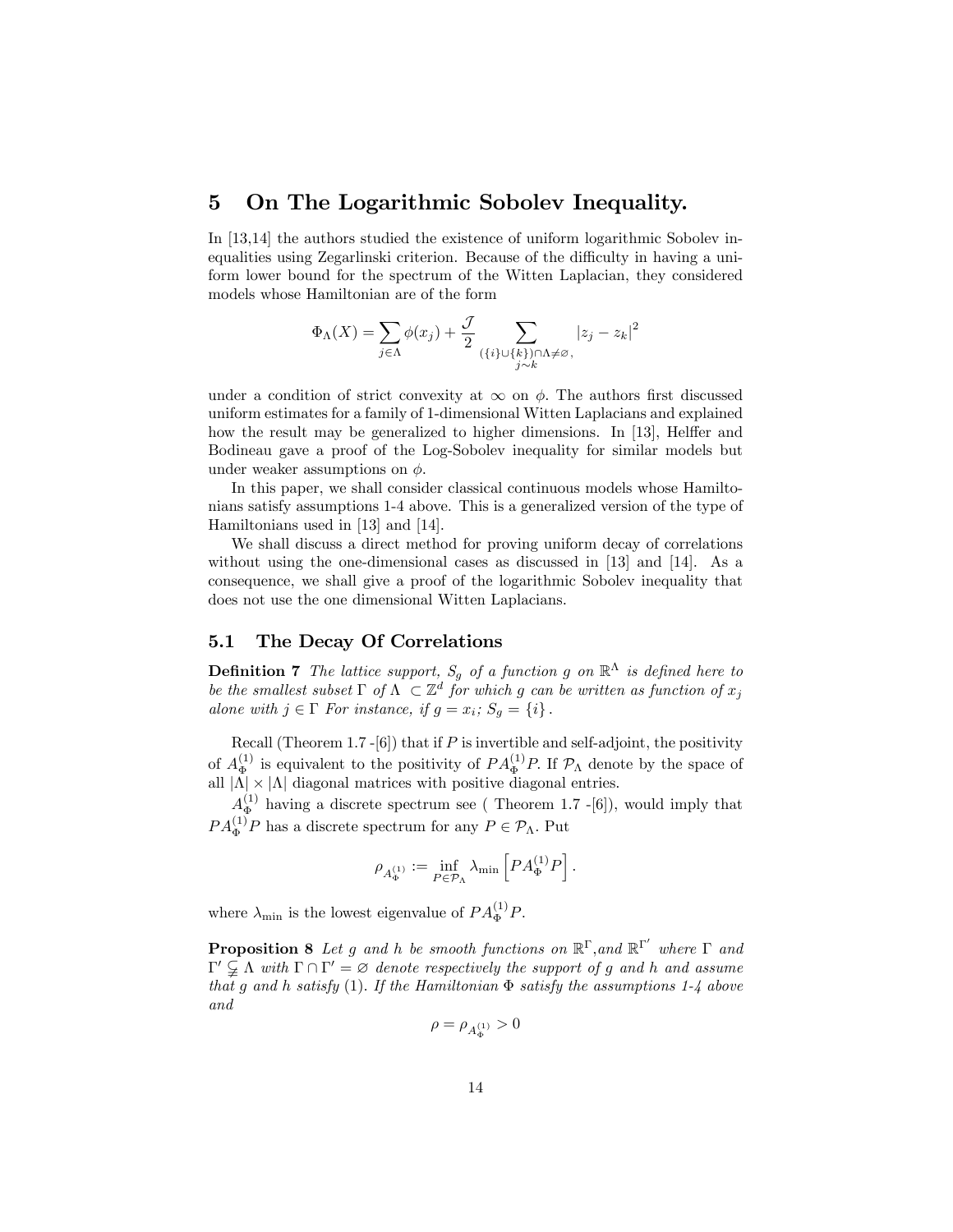# 5 On The Logarithmic Sobolev Inequality.

In [13,14] the authors studied the existence of uniform logarithmic Sobolev inequalities using Zegarlinski criterion. Because of the difficulty in having a uniform lower bound for the spectrum of the Witten Laplacian, they considered models whose Hamiltonian are of the form

$$\Phi_\Lambda(X) = \sum_{j\in\Lambda} \phi(x_j) + \frac{\mathcal{J}}{2} \sum_{\substack{(\{i\}\cup\{k\})\cap\Lambda\neq\varnothing, \\ j\sim k}} |z_j - z_k|^2$$

under a condition of strict convexity at $\infty$ on $\phi$. The authors first discussed uniform estimates for a family of 1-dimensional Witten Laplacians and explained how the result may be generalized to higher dimensions. In [13], Helffer and Bodineau gave a proof of the Log-Sobolev inequality for similar models but under weaker assumptions on $\phi$.

In this paper, we shall consider classical continuous models whose Hamiltonians satisfy assumptions 1-4 above. This is a generalized version of the type of Hamiltonians used in [13] and [14].

We shall discuss a direct method for proving uniform decay of correlations without using the one-dimensional cases as discussed in [13] and [14]. As a consequence, we shall give a proof of the logarithmic Sobolev inequality that does not use the one dimensional Witten Laplacians.

## 5.1 The Decay Of Correlations

**Definition 7** *The lattice support, $S_g$ of a function $g$ on $\mathbb{R}^\Lambda$ is defined here to be the smallest subset $\Gamma$ of $\Lambda \subset \mathbb{Z}^d$ for which $g$ can be written as function of $x_j$ alone with $j \in \Gamma$ For instance, if $g = x_i$; $S_g = \{i\}$.*

Recall (Theorem 1.7 -[6]) that if $P$ is invertible and self-adjoint, the positivity of $A_\Phi^{(1)}$ is equivalent to the positivity of $PA_\Phi^{(1)}P$. If $\mathcal{P}_\Lambda$ denote by the space of all $|\Lambda| \times |\Lambda|$ diagonal matrices with positive diagonal entries.

$A_\Phi^{(1)}$ having a discrete spectrum see ( Theorem 1.7 -[6]), would imply that $PA_\Phi^{(1)}P$ has a discrete spectrum for any $P \in \mathcal{P}_\Lambda$. Put

$$\rho_{A_\Phi^{(1)}} := \inf_{P\in\mathcal{P}_\Lambda} \lambda_{\min}\left[PA_\Phi^{(1)}P\right].$$

where $\lambda_{\min}$ is the lowest eigenvalue of $PA_\Phi^{(1)}P$.

**Proposition 8** *Let $g$ and $h$ be smooth functions on $\mathbb{R}^\Gamma$,and $\mathbb{R}^{\Gamma'}$ where $\Gamma$ and $\Gamma' \subsetneq \Lambda$ with $\Gamma \cap \Gamma' = \varnothing$ denote respectively the support of $g$ and $h$ and assume that $g$ and $h$ satisfy (1). If the Hamiltonian $\Phi$ satisfy the assumptions 1-4 above and*

$$\rho = \rho_{A_\Phi^{(1)}} > 0$$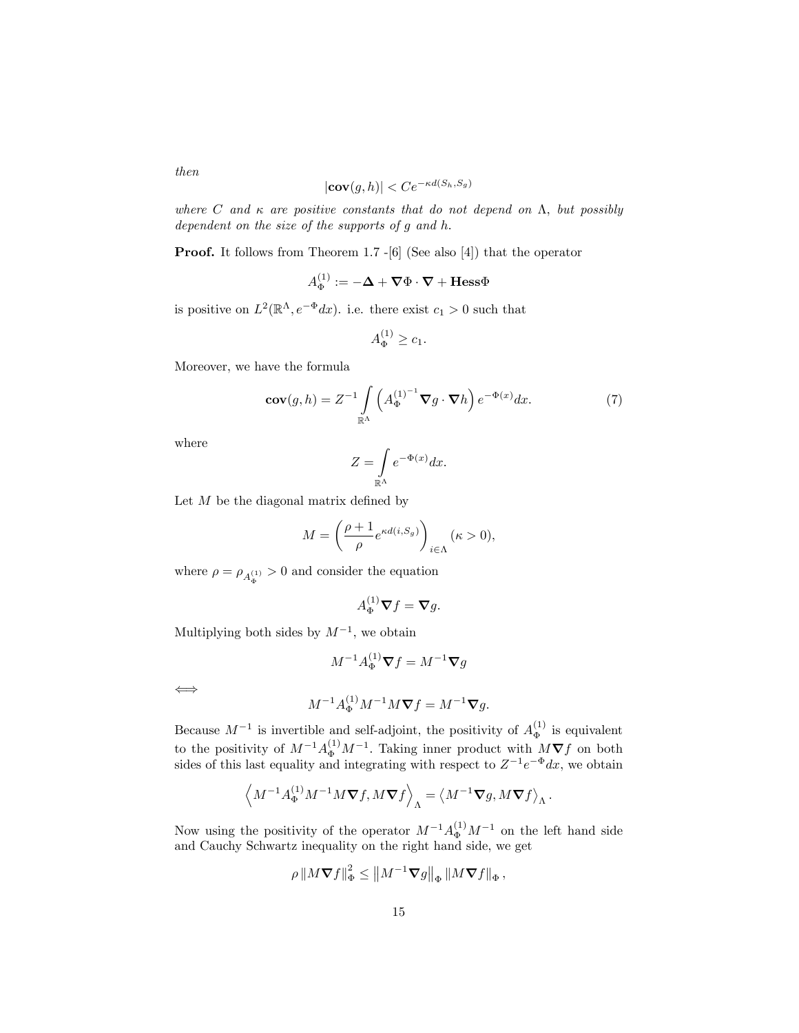*then*

$$|\mathbf{cov}(g,h)| < Ce^{-\kappa d(S_h, S_g)}$$

*where $C$ and $\kappa$ are positive constants that do not depend on $\Lambda$, but possibly dependent on the size of the supports of $g$ and $h$.*

**Proof.** It follows from Theorem 1.7 -[6] (See also [4]) that the operator

$$A_\Phi^{(1)} := -\boldsymbol{\Delta} + \boldsymbol{\nabla}\Phi \cdot \boldsymbol{\nabla} + \mathbf{Hess}\Phi$$

is positive on $L^2(\mathbb{R}^\Lambda, e^{-\Phi}dx)$. i.e. there exist $c_1 > 0$ such that

$$A_\Phi^{(1)} \geq c_1.$$

Moreover, we have the formula

$$\mathbf{cov}(g,h) = Z^{-1} \int\limits_{\mathbb{R}^\Lambda} \left( {A_\Phi^{(1)}}^{-1} \boldsymbol{\nabla} g \cdot \boldsymbol{\nabla} h \right) e^{-\Phi(x)} dx. \tag{7}$$

where

$$Z = \int\limits_{\mathbb{R}^\Lambda} e^{-\Phi(x)} dx.$$

Let $M$ be the diagonal matrix defined by

$$M = \left( \frac{\rho + 1}{\rho} e^{\kappa d(i, S_g)} \right)_{i \in \Lambda} \; (\kappa > 0),$$

where $\rho = \rho_{A_\Phi^{(1)}} > 0$ and consider the equation

$$A_\Phi^{(1)} \boldsymbol{\nabla} f = \boldsymbol{\nabla} g.$$

Multiplying both sides by $M^{-1}$, we obtain

$$M^{-1} A_\Phi^{(1)} \boldsymbol{\nabla} f = M^{-1} \boldsymbol{\nabla} g$$

$\iff$

$$M^{-1} A_\Phi^{(1)} M^{-1} M \boldsymbol{\nabla} f = M^{-1} \boldsymbol{\nabla} g.$$

Because $M^{-1}$ is invertible and self-adjoint, the positivity of $A_\Phi^{(1)}$ is equivalent to the positivity of $M^{-1} A_\Phi^{(1)} M^{-1}$. Taking inner product with $M\boldsymbol{\nabla} f$ on both sides of this last equality and integrating with respect to $Z^{-1}e^{-\Phi}dx$, we obtain

$$\left\langle M^{-1} A_\Phi^{(1)} M^{-1} M \boldsymbol{\nabla} f, M \boldsymbol{\nabla} f \right\rangle_\Lambda = \left\langle M^{-1} \boldsymbol{\nabla} g, M \boldsymbol{\nabla} f \right\rangle_\Lambda.$$

Now using the positivity of the operator $M^{-1} A_\Phi^{(1)} M^{-1}$ on the left hand side and Cauchy Schwartz inequality on the right hand side, we get

$$\rho \left\| M \boldsymbol{\nabla} f \right\|_\Phi^2 \leq \left\| M^{-1} \boldsymbol{\nabla} g \right\|_\Phi \left\| M \boldsymbol{\nabla} f \right\|_\Phi,$$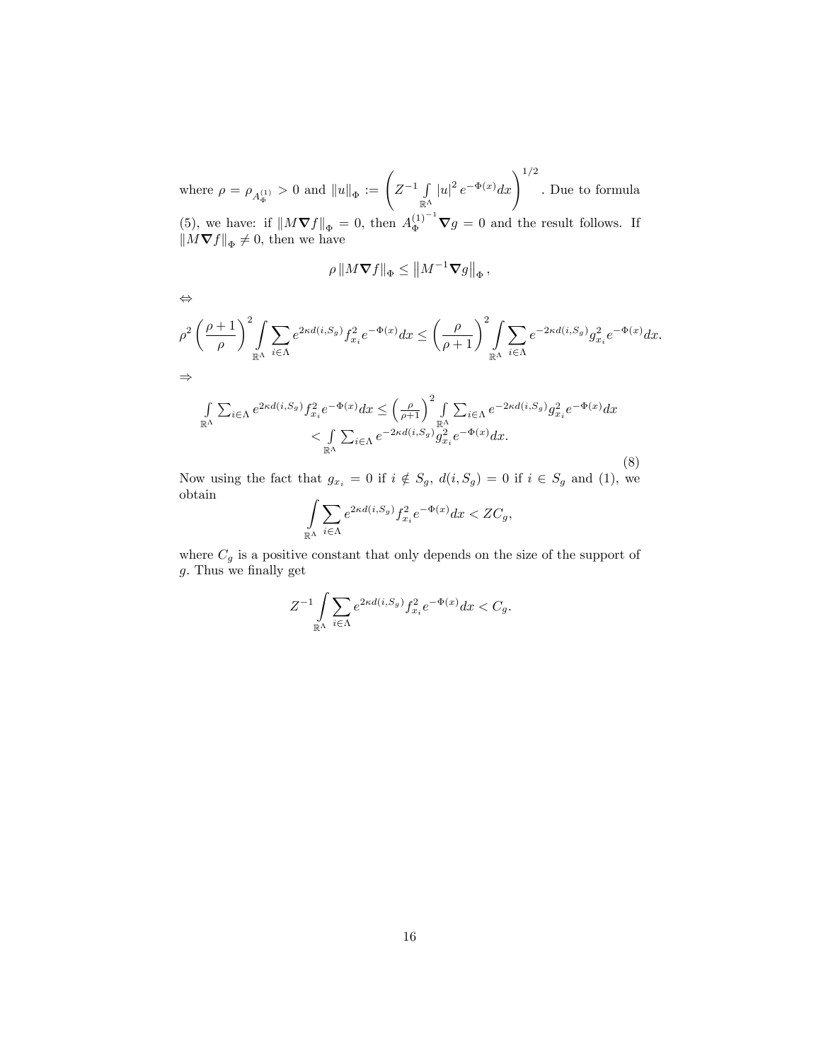where $\rho = \rho_{A_\Phi^{(1)}} > 0$ and $\|u\|_\Phi := \left( Z^{-1} \int\limits_{\mathbb{R}^\Lambda} |u|^2 e^{-\Phi(x)} dx \right)^{1/2}$. Due to formula (5), we have: if $\|M\boldsymbol{\nabla} f\|_\Phi = 0$, then ${A_\Phi^{(1)}}^{-1} \boldsymbol{\nabla} g = 0$ and the result follows. If $\|M\boldsymbol{\nabla} f\|_\Phi \neq 0$, then we have

$$\rho \|M\boldsymbol{\nabla} f\|_\Phi \leq \left\|M^{-1}\boldsymbol{\nabla} g\right\|_\Phi,$$

$\Leftrightarrow$

$$\rho^2 \left(\frac{\rho+1}{\rho}\right)^2 \int\limits_{\mathbb{R}^\Lambda} \sum_{i\in\Lambda} e^{2\kappa d(i,S_g)} f_{x_i}^2 e^{-\Phi(x)} dx \leq \left(\frac{\rho}{\rho+1}\right)^2 \int\limits_{\mathbb{R}^\Lambda} \sum_{i\in\Lambda} e^{-2\kappa d(i,S_g)} g_{x_i}^2 e^{-\Phi(x)} dx.$$

$\Rightarrow$

$$\begin{aligned} \int\limits_{\mathbb{R}^\Lambda} \textstyle\sum_{i\in\Lambda} e^{2\kappa d(i,S_g)} f_{x_i}^2 e^{-\Phi(x)} dx &\leq \left(\frac{\rho}{\rho+1}\right)^2 \int\limits_{\mathbb{R}^\Lambda} \textstyle\sum_{i\in\Lambda} e^{-2\kappa d(i,S_g)} g_{x_i}^2 e^{-\Phi(x)} dx \\ &< \int\limits_{\mathbb{R}^\Lambda} \textstyle\sum_{i\in\Lambda} e^{-2\kappa d(i,S_g)} g_{x_i}^2 e^{-\Phi(x)} dx. \end{aligned} \tag{8}$$

Now using the fact that $g_{x_i} = 0$ if $i \notin S_g$, $d(i, S_g) = 0$ if $i \in S_g$ and (1), we obtain

$$\int\limits_{\mathbb{R}^\Lambda} \sum_{i\in\Lambda} e^{2\kappa d(i,S_g)} f_{x_i}^2 e^{-\Phi(x)} dx < ZC_g,$$

where $C_g$ is a positive constant that only depends on the size of the support of $g$. Thus we finally get

$$Z^{-1} \int\limits_{\mathbb{R}^\Lambda} \sum_{i\in\Lambda} e^{2\kappa d(i,S_g)} f_{x_i}^2 e^{-\Phi(x)} dx < C_g.$$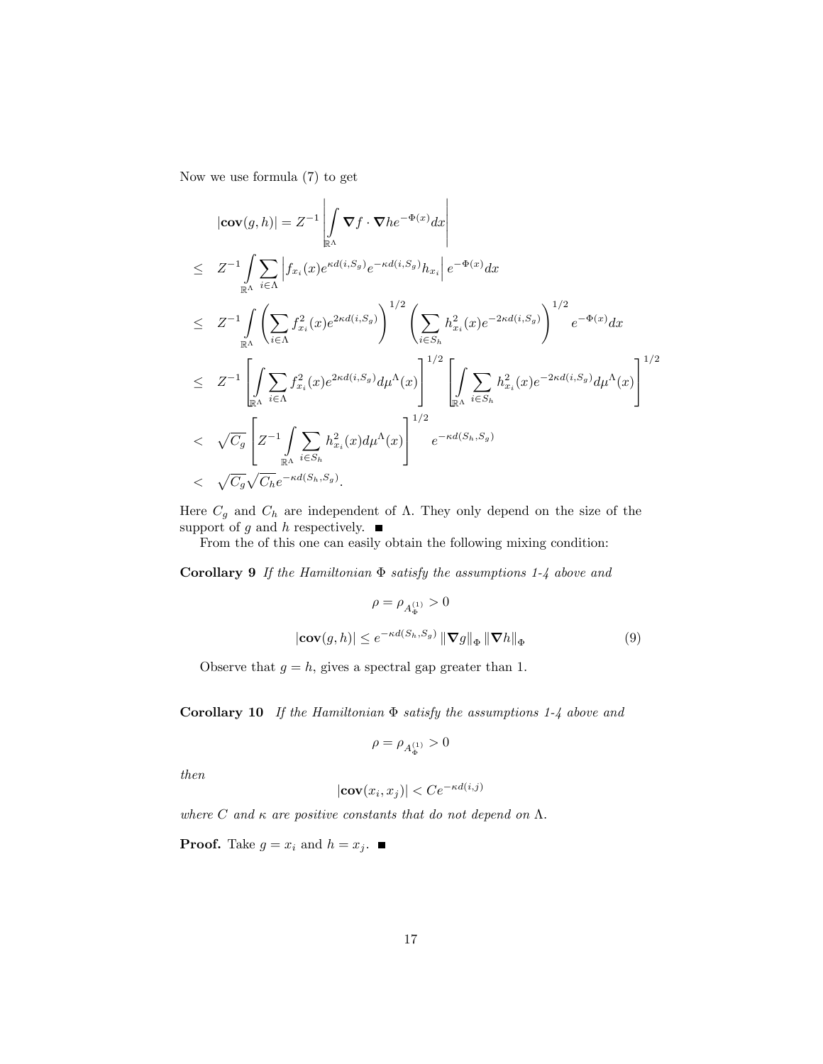Now we use formula (7) to get

$$
\begin{aligned}
&|\mathbf{cov}(g,h)| = Z^{-1}\left|\int\limits_{\mathbb{R}^\Lambda} \boldsymbol{\nabla} f \cdot \boldsymbol{\nabla} h e^{-\Phi(x)} dx\right| \\
\leq\;& Z^{-1}\int\limits_{\mathbb{R}^\Lambda} \sum_{i\in\Lambda} \left| f_{x_i}(x) e^{\kappa d(i,S_g)} e^{-\kappa d(i,S_g)} h_{x_i}\right| e^{-\Phi(x)} dx \\
\leq\;& Z^{-1}\int\limits_{\mathbb{R}^\Lambda} \left(\sum_{i\in\Lambda} f_{x_i}^2(x) e^{2\kappa d(i,S_g)}\right)^{1/2} \left(\sum_{i\in S_h} h_{x_i}^2(x) e^{-2\kappa d(i,S_g)}\right)^{1/2} e^{-\Phi(x)} dx \\
\leq\;& Z^{-1}\left[\int\limits_{\mathbb{R}^\Lambda} \sum_{i\in\Lambda} f_{x_i}^2(x) e^{2\kappa d(i,S_g)} d\mu^\Lambda(x)\right]^{1/2} \left[\int\limits_{\mathbb{R}^\Lambda} \sum_{i\in S_h} h_{x_i}^2(x) e^{-2\kappa d(i,S_g)} d\mu^\Lambda(x)\right]^{1/2} \\
<\;& \sqrt{C_g}\left[Z^{-1}\int\limits_{\mathbb{R}^\Lambda} \sum_{i\in S_h} h_{x_i}^2(x) d\mu^\Lambda(x)\right]^{1/2} e^{-\kappa d(S_h,S_g)} \\
<\;& \sqrt{C_g}\sqrt{C_h} e^{-\kappa d(S_h,S_g)}.
\end{aligned}
$$

Here $C_g$ and $C_h$ are independent of $\Lambda$. They only depend on the size of the support of $g$ and $h$ respectively. ■

From the of this one can easily obtain the following mixing condition:

**Corollary 9** *If the Hamiltonian $\Phi$ satisfy the assumptions 1-4 above and*

$$\rho = \rho_{A_\Phi^{(1)}} > 0$$

$$|\mathbf{cov}(g,h)| \leq e^{-\kappa d(S_h,S_g)} \|\boldsymbol{\nabla} g\|_\Phi \|\boldsymbol{\nabla} h\|_\Phi \tag{9}$$

Observe that $g = h$, gives a spectral gap greater than 1.

**Corollary 10** *If the Hamiltonian $\Phi$ satisfy the assumptions 1-4 above and*

$$\rho = \rho_{A_\Phi^{(1)}} > 0$$

*then*

$$|\mathbf{cov}(x_i, x_j)| < C e^{-\kappa d(i,j)}$$

*where $C$ and $\kappa$ are positive constants that do not depend on $\Lambda$.*

**Proof.** Take $g = x_i$ and $h = x_j$. ■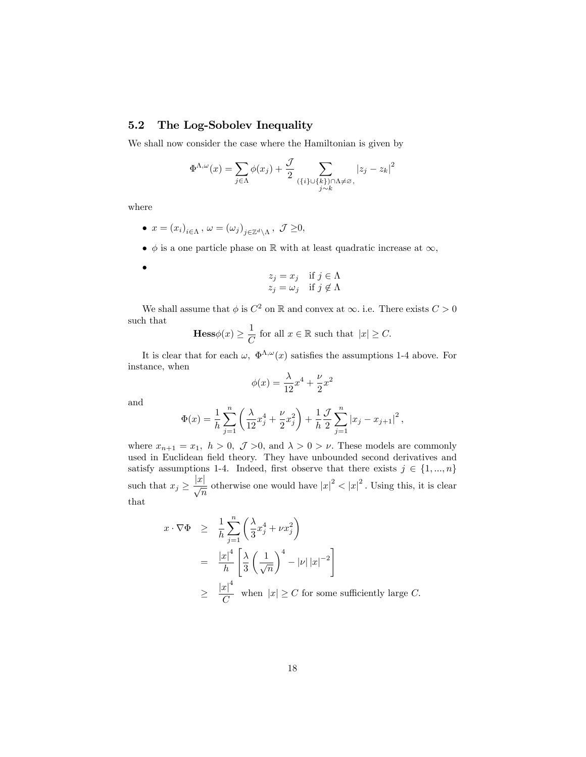## 5.2 The Log-Sobolev Inequality

We shall now consider the case where the Hamiltonian is given by

$$\Phi^{\Lambda,\omega}(x) = \sum_{j\in\Lambda} \phi(x_j) + \frac{\mathcal{J}}{2} \sum_{\substack{(\{i\}\cup\{k\})\cap\Lambda\neq\varnothing, \\ j\sim k}} |z_j - z_k|^2$$

where

- $x = (x_i)_{i\in\Lambda}$, $\omega = (\omega_j)_{j\in\mathbb{Z}^d\setminus\Lambda}$, $\mathcal{J} \geq 0$,
- $\phi$ is a one particle phase on $\mathbb{R}$ with at least quadratic increase at $\infty$,
- $$\begin{array}{ll} z_j = x_j & \text{if } j \in \Lambda \\ z_j = \omega_j & \text{if } j \notin \Lambda \end{array}$$

We shall assume that $\phi$ is $C^2$ on $\mathbb{R}$ and convex at $\infty$. i.e. There exists $C > 0$ such that

$$\mathbf{Hess}\phi(x) \geq \frac{1}{C} \text{ for all } x \in \mathbb{R} \text{ such that } |x| \geq C.$$

It is clear that for each $\omega$, $\Phi^{\Lambda,\omega}(x)$ satisfies the assumptions 1-4 above. For instance, when

$$\phi(x) = \frac{\lambda}{12}x^4 + \frac{\nu}{2}x^2$$

and

$$\Phi(x) = \frac{1}{h}\sum_{j=1}^{n}\left(\frac{\lambda}{12}x_j^4 + \frac{\nu}{2}x_j^2\right) + \frac{1}{h}\frac{\mathcal{J}}{2}\sum_{j=1}^{n}|x_j - x_{j+1}|^2,$$

where $x_{n+1} = x_1$, $h > 0$, $\mathcal{J} > 0$, and $\lambda > 0 > \nu$. These models are commonly used in Euclidean field theory. They have unbounded second derivatives and satisfy assumptions 1-4. Indeed, first observe that there exists $j \in \{1, ..., n\}$ such that $x_j \geq \frac{|x|}{\sqrt{n}}$ otherwise one would have $|x|^2 < |x|^2$. Using this, it is clear that

$$\begin{aligned} x \cdot \nabla\Phi &\geq \frac{1}{h}\sum_{j=1}^{n}\left(\frac{\lambda}{3}x_j^4 + \nu x_j^2\right) \\ &= \frac{|x|^4}{h}\left[\frac{\lambda}{3}\left(\frac{1}{\sqrt{n}}\right)^4 - |\nu|\,|x|^{-2}\right] \\ &\geq \frac{|x|^4}{C} \text{ when } |x| \geq C \text{ for some sufficiently large } C. \end{aligned}$$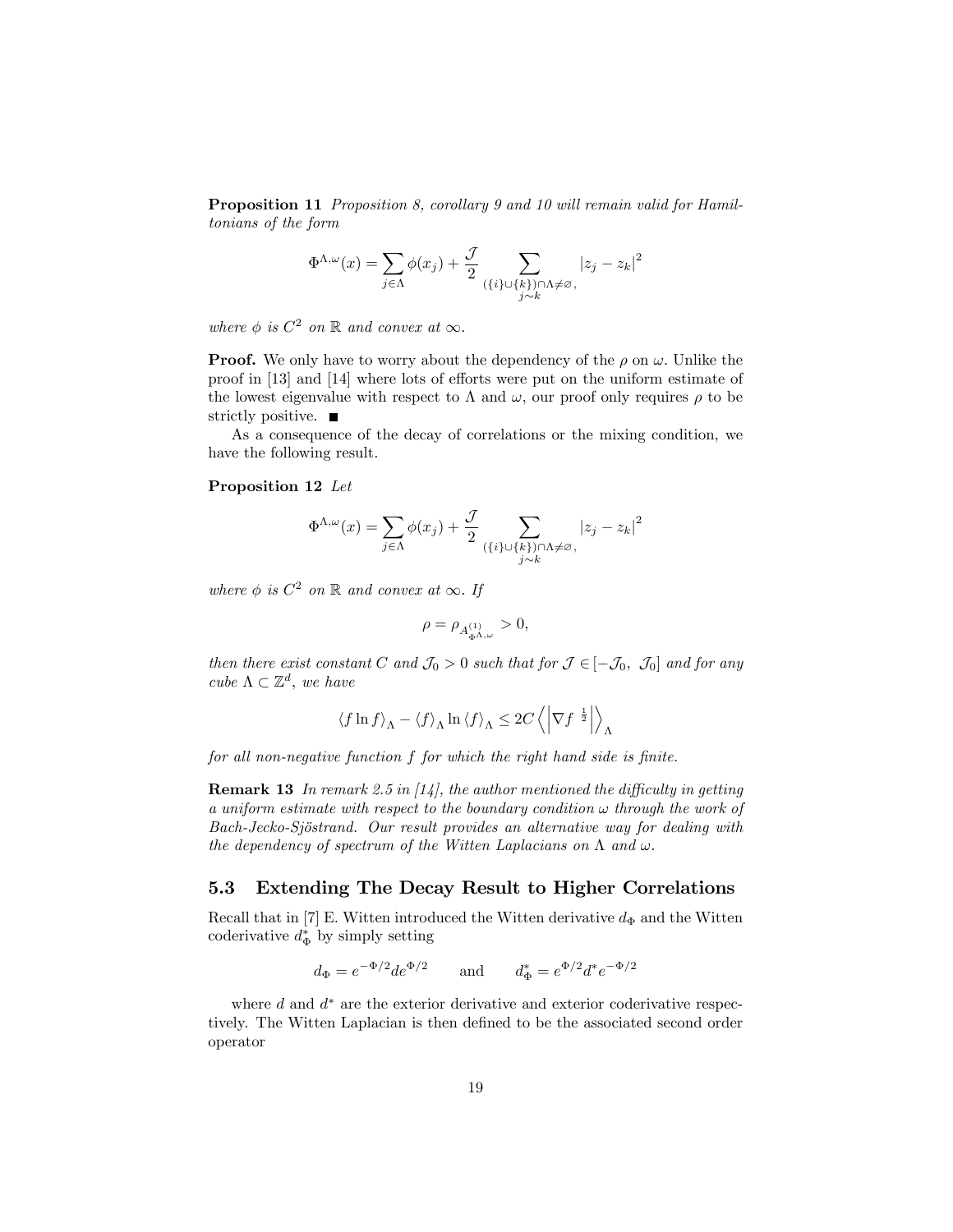**Proposition 11** *Proposition 8, corollary 9 and 10 will remain valid for Hamiltonians of the form*

$$\Phi^{\Lambda,\omega}(x) = \sum_{j\in\Lambda} \phi(x_j) + \frac{\mathcal{J}}{2} \sum_{\substack{(\{i\}\cup\{k\})\cap\Lambda\neq\varnothing, \\ j\sim k}} |z_j - z_k|^2$$

*where $\phi$ is $C^2$ on $\mathbb{R}$ and convex at $\infty$.*

**Proof.** We only have to worry about the dependency of the $\rho$ on $\omega$. Unlike the proof in [13] and [14] where lots of efforts were put on the uniform estimate of the lowest eigenvalue with respect to $\Lambda$ and $\omega$, our proof only requires $\rho$ to be strictly positive. ■

As a consequence of the decay of correlations or the mixing condition, we have the following result.

**Proposition 12** *Let*

$$\Phi^{\Lambda,\omega}(x) = \sum_{j\in\Lambda} \phi(x_j) + \frac{\mathcal{J}}{2} \sum_{\substack{(\{i\}\cup\{k\})\cap\Lambda\neq\varnothing, \\ j\sim k}} |z_j - z_k|^2$$

*where $\phi$ is $C^2$ on $\mathbb{R}$ and convex at $\infty$. If*

$$\rho = \rho_{A^{(1)}_{\Phi^{\Lambda,\omega}}} > 0,$$

*then there exist constant $C$ and $\mathcal{J}_0 > 0$ such that for $\mathcal{J} \in [-\mathcal{J}_0, \ \mathcal{J}_0]$ and for any cube $\Lambda \subset \mathbb{Z}^d$, we have*

$$\langle f \ln f \rangle_\Lambda - \langle f \rangle_\Lambda \ln \langle f \rangle_\Lambda \leq 2C \left\langle \left| \nabla f^{\ \frac{1}{2}} \right| \right\rangle_\Lambda$$

*for all non-negative function $f$ for which the right hand side is finite.*

**Remark 13** *In remark 2.5 in [14], the author mentioned the difficulty in getting a uniform estimate with respect to the boundary condition $\omega$ through the work of Bach-Jecko-Sjöstrand. Our result provides an alternative way for dealing with the dependency of spectrum of the Witten Laplacians on $\Lambda$ and $\omega$.*

### 5.3 Extending The Decay Result to Higher Correlations

Recall that in [7] E. Witten introduced the Witten derivative $d_\Phi$ and the Witten coderivative $d^*_\Phi$ by simply setting

$$d_\Phi = e^{-\Phi/2} d e^{\Phi/2} \qquad \text{and} \qquad d^*_\Phi = e^{\Phi/2} d^* e^{-\Phi/2}$$

where $d$ and $d^*$ are the exterior derivative and exterior coderivative respectively. The Witten Laplacian is then defined to be the associated second order operator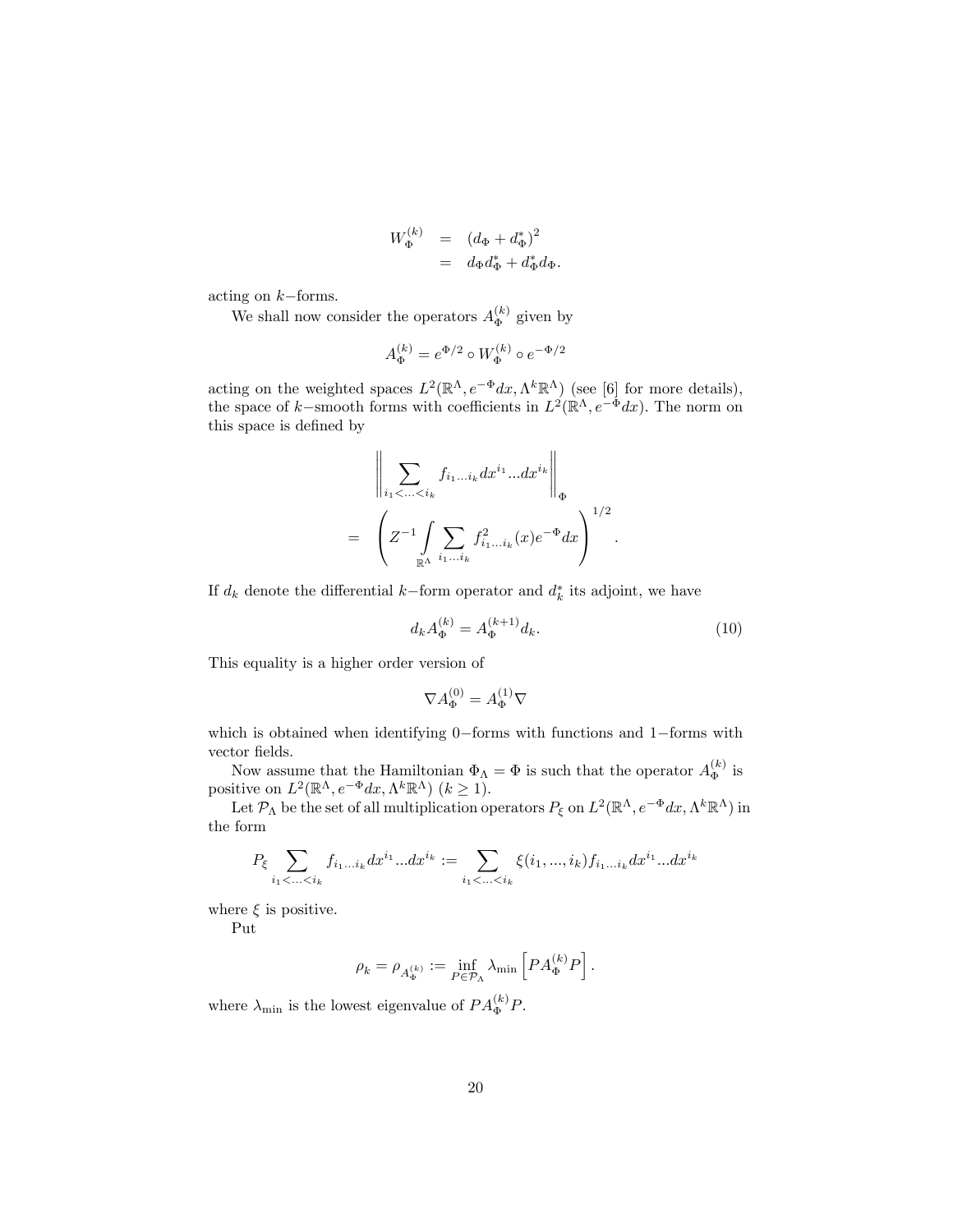$$
\begin{aligned}
W_{\Phi}^{(k)} &= (d_{\Phi} + d_{\Phi}^{*})^{2} \\
&= d_{\Phi} d_{\Phi}^{*} + d_{\Phi}^{*} d_{\Phi}.
\end{aligned}
$$

acting on $k-$forms.

We shall now consider the operators $A_{\Phi}^{(k)}$ given by

$$
A_{\Phi}^{(k)} = e^{\Phi/2} \circ W_{\Phi}^{(k)} \circ e^{-\Phi/2}
$$

acting on the weighted spaces $L^2(\mathbb{R}^{\Lambda}, e^{-\Phi}dx, \Lambda^k \mathbb{R}^{\Lambda})$ (see [6] for more details), the space of $k-$smooth forms with coefficients in $L^2(\mathbb{R}^{\Lambda}, e^{-\Phi}dx)$. The norm on this space is defined by

$$
\begin{aligned}
& \left\| \sum_{i_1 < \ldots < i_k} f_{i_1 \ldots i_k} dx^{i_1} \ldots dx^{i_k} \right\|_{\Phi} \\
= & \left( Z^{-1} \int\limits_{\mathbb{R}^{\Lambda}} \sum_{i_1 \ldots i_k} f_{i_1 \ldots i_k}^2(x) e^{-\Phi} dx \right)^{1/2}.
\end{aligned}
$$

If $d_k$ denote the differential $k-$form operator and $d_k^*$ its adjoint, we have

$$
d_k A_{\Phi}^{(k)} = A_{\Phi}^{(k+1)} d_k. \tag{10}
$$

This equality is a higher order version of

$$
\nabla A_{\Phi}^{(0)} = A_{\Phi}^{(1)} \nabla
$$

which is obtained when identifying $0-$forms with functions and $1-$forms with vector fields.

Now assume that the Hamiltonian $\Phi_{\Lambda} = \Phi$ is such that the operator $A_{\Phi}^{(k)}$ is positive on $L^2(\mathbb{R}^{\Lambda}, e^{-\Phi}dx, \Lambda^k \mathbb{R}^{\Lambda})$ $(k \geq 1)$.

Let $\mathcal{P}_{\Lambda}$ be the set of all multiplication operators $P_{\xi}$ on $L^2(\mathbb{R}^{\Lambda}, e^{-\Phi}dx, \Lambda^k \mathbb{R}^{\Lambda})$ in the form

$$
P_{\xi} \sum_{i_1 < \ldots < i_k} f_{i_1 \ldots i_k} dx^{i_1} \ldots dx^{i_k} := \sum_{i_1 < \ldots < i_k} \xi(i_1, \ldots, i_k) f_{i_1 \ldots i_k} dx^{i_1} \ldots dx^{i_k}
$$

where $\xi$ is positive.

Put

$$
\rho_k = \rho_{A_{\Phi}^{(k)}} := \inf_{P \in \mathcal{P}_{\Lambda}} \lambda_{\min} \left[ P A_{\Phi}^{(k)} P \right].
$$

where $\lambda_{\min}$ is the lowest eigenvalue of $P A_{\Phi}^{(k)} P$.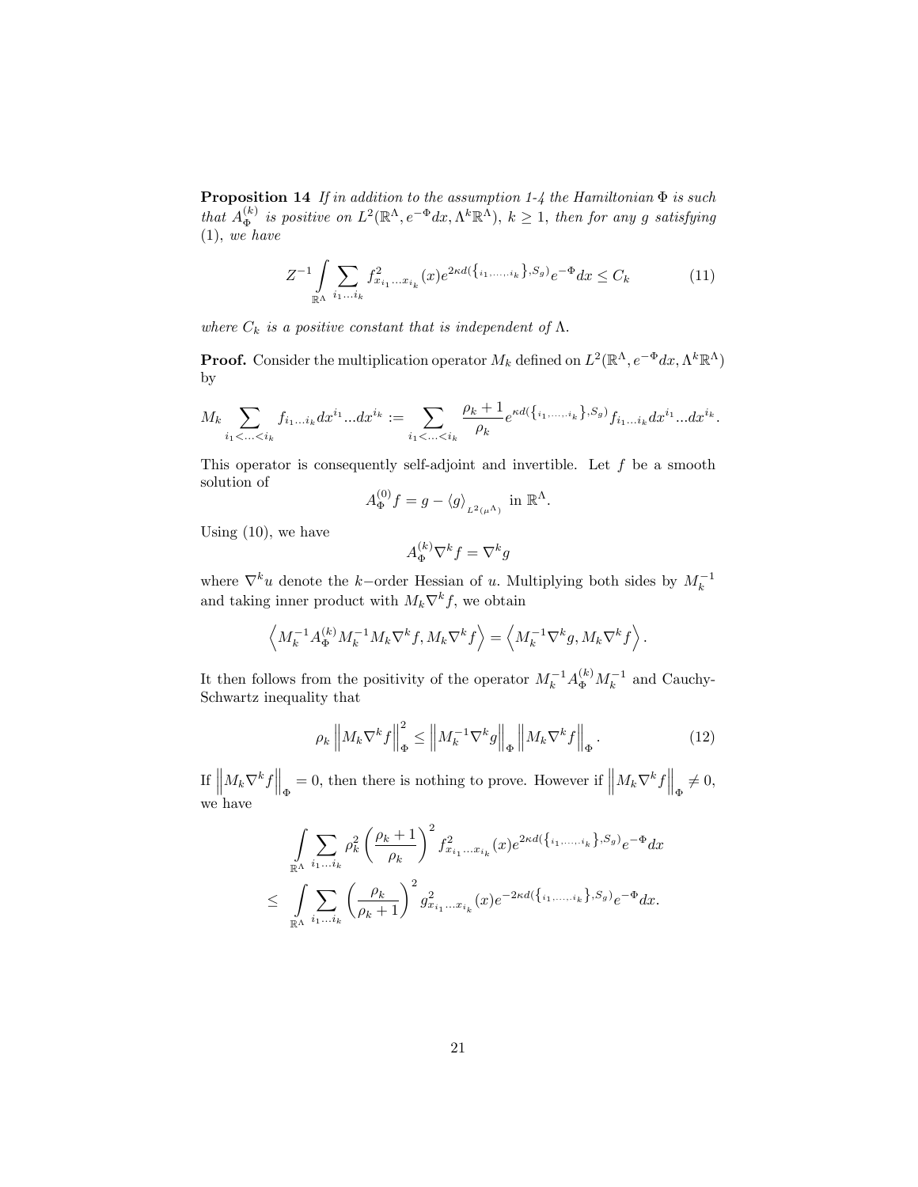**Proposition 14** *If in addition to the assumption 1-4 the Hamiltonian $\Phi$ is such that $A_\Phi^{(k)}$ is positive on $L^2(\mathbb{R}^\Lambda, e^{-\Phi}dx, \Lambda^k\mathbb{R}^\Lambda)$, $k \geq 1$, then for any $g$ satisfying (1), we have*

$$Z^{-1}\int_{\mathbb{R}^\Lambda}\sum_{i_1\ldots i_k} f^2_{x_{i_1}\ldots x_{i_k}}(x)e^{2\kappa d(\{i_1,\ldots,i_k\},S_g)}e^{-\Phi}dx \leq C_k \tag{11}$$

*where $C_k$ is a positive constant that is independent of $\Lambda$.*

**Proof.** Consider the multiplication operator $M_k$ defined on $L^2(\mathbb{R}^\Lambda, e^{-\Phi}dx, \Lambda^k\mathbb{R}^\Lambda)$ by

$$M_k \sum_{i_1<\ldots<i_k} f_{i_1\ldots i_k}dx^{i_1}\ldots dx^{i_k} := \sum_{i_1<\ldots<i_k} \frac{\rho_k+1}{\rho_k}e^{\kappa d(\{i_1,\ldots,i_k\},S_g)}f_{i_1\ldots i_k}dx^{i_1}\ldots dx^{i_k}.$$

This operator is consequently self-adjoint and invertible. Let $f$ be a smooth solution of

$$A_\Phi^{(0)}f = g - \langle g\rangle_{L^2(\mu^\Lambda)} \text{ in } \mathbb{R}^\Lambda.$$

Using (10), we have

$$A_\Phi^{(k)}\nabla^k f = \nabla^k g$$

where $\nabla^k u$ denote the $k-$order Hessian of $u$. Multiplying both sides by $M_k^{-1}$ and taking inner product with $M_k\nabla^k f$, we obtain

$$\left\langle M_k^{-1}A_\Phi^{(k)}M_k^{-1}M_k\nabla^k f, M_k\nabla^k f\right\rangle = \left\langle M_k^{-1}\nabla^k g, M_k\nabla^k f\right\rangle.$$

It then follows from the positivity of the operator $M_k^{-1}A_\Phi^{(k)}M_k^{-1}$ and Cauchy-Schwartz inequality that

$$\rho_k\left\|M_k\nabla^k f\right\|_\Phi^2 \leq \left\|M_k^{-1}\nabla^k g\right\|_\Phi\left\|M_k\nabla^k f\right\|_\Phi. \tag{12}$$

If $\left\|M_k\nabla^k f\right\|_\Phi = 0$, then there is nothing to prove. However if $\left\|M_k\nabla^k f\right\|_\Phi \neq 0$, we have

$$\begin{aligned}
&\int_{\mathbb{R}^\Lambda}\sum_{i_1\ldots i_k}\rho_k^2\left(\frac{\rho_k+1}{\rho_k}\right)^2 f^2_{x_{i_1}\ldots x_{i_k}}(x)e^{2\kappa d(\{i_1,\ldots,i_k\},S_g)}e^{-\Phi}dx \\
\leq\;&\int_{\mathbb{R}^\Lambda}\sum_{i_1\ldots i_k}\left(\frac{\rho_k}{\rho_k+1}\right)^2 g^2_{x_{i_1}\ldots x_{i_k}}(x)e^{-2\kappa d(\{i_1,\ldots,i_k\},S_g)}e^{-\Phi}dx.
\end{aligned}$$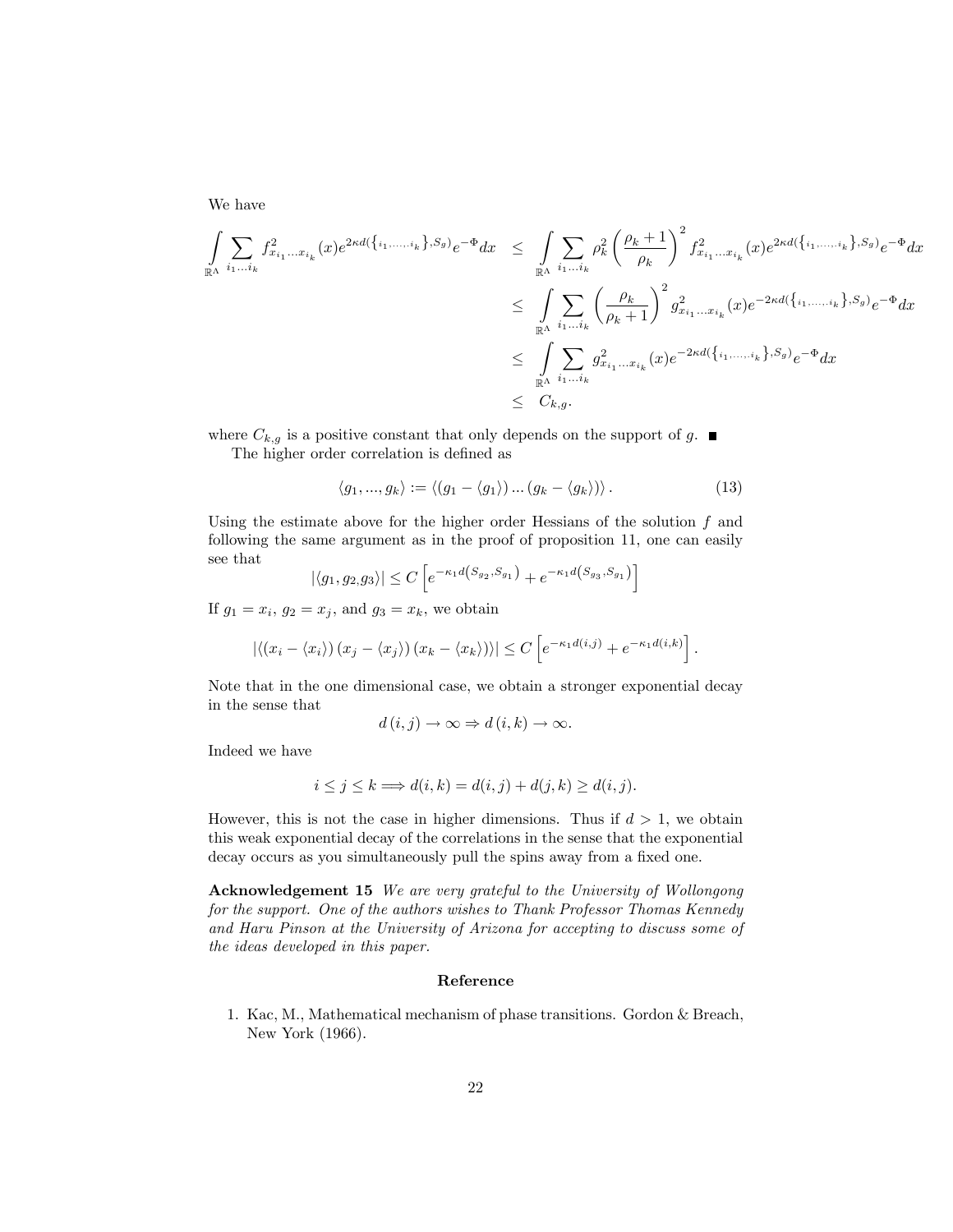We have

$$
\begin{aligned}
\int_{\mathbb{R}^\Lambda} \sum_{i_1 \ldots i_k} f^2_{x_{i_1} \ldots x_{i_k}}(x) e^{2\kappa d(\{i_1,\ldots,i_k\},S_g)} e^{-\Phi} dx &\leq \int_{\mathbb{R}^\Lambda} \sum_{i_1 \ldots i_k} \rho_k^2 \left(\frac{\rho_k+1}{\rho_k}\right)^2 f^2_{x_{i_1} \ldots x_{i_k}}(x) e^{2\kappa d(\{i_1,\ldots,i_k\},S_g)} e^{-\Phi} dx \\
&\leq \int_{\mathbb{R}^\Lambda} \sum_{i_1 \ldots i_k} \left(\frac{\rho_k}{\rho_k+1}\right)^2 g^2_{x_{i_1} \ldots x_{i_k}}(x) e^{-2\kappa d(\{i_1,\ldots,i_k\},S_g)} e^{-\Phi} dx \\
&\leq \int_{\mathbb{R}^\Lambda} \sum_{i_1 \ldots i_k} g^2_{x_{i_1} \ldots x_{i_k}}(x) e^{-2\kappa d(\{i_1,\ldots,i_k\},S_g)} e^{-\Phi} dx \\
&\leq C_{k,g}.
\end{aligned}
$$

where $C_{k,g}$ is a positive constant that only depends on the support of $g$. ∎

The higher order correlation is defined as

$$
\langle g_1, \ldots, g_k \rangle := \langle (g_1 - \langle g_1 \rangle) \ldots (g_k - \langle g_k \rangle) \rangle . \tag{13}
$$

Using the estimate above for the higher order Hessians of the solution $f$ and following the same argument as in the proof of proposition 11, one can easily see that

$$
|\langle g_1, g_2, g_3 \rangle| \leq C \left[ e^{-\kappa_1 d(S_{g_2}, S_{g_1})} + e^{-\kappa_1 d(S_{g_3}, S_{g_1})} \right]
$$

If $g_1 = x_i$, $g_2 = x_j$, and $g_3 = x_k$, we obtain

$$
|\langle (x_i - \langle x_i \rangle)(x_j - \langle x_j \rangle)(x_k - \langle x_k \rangle) \rangle| \leq C \left[ e^{-\kappa_1 d(i,j)} + e^{-\kappa_1 d(i,k)} \right].
$$

Note that in the one dimensional case, we obtain a stronger exponential decay in the sense that

$$
d(i,j) \to \infty \Rightarrow d(i,k) \to \infty.
$$

Indeed we have

$$
i \leq j \leq k \Longrightarrow d(i,k) = d(i,j) + d(j,k) \geq d(i,j).
$$

However, this is not the case in higher dimensions. Thus if $d > 1$, we obtain this weak exponential decay of the correlations in the sense that the exponential decay occurs as you simultaneously pull the spins away from a fixed one.

**Acknowledgement 15** *We are very grateful to the University of Wollongong for the support. One of the authors wishes to Thank Professor Thomas Kennedy and Haru Pinson at the University of Arizona for accepting to discuss some of the ideas developed in this paper.*

## Reference

1. Kac, M., Mathematical mechanism of phase transitions. Gordon & Breach, New York (1966).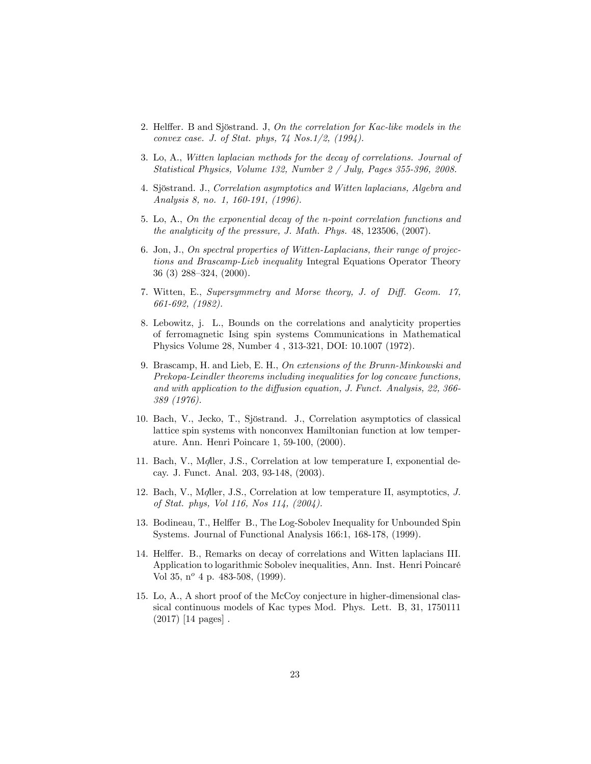2. Helffer. B and Sjöstrand. J, *On the correlation for Kac-like models in the convex case. J. of Stat. phys, 74 Nos.1/2, (1994).*

3. Lo, A., *Witten laplacian methods for the decay of correlations. Journal of Statistical Physics, Volume 132, Number 2 / July, Pages 355-396, 2008.*

4. Sjöstrand. J., *Correlation asymptotics and Witten laplacians, Algebra and Analysis 8, no. 1, 160-191, (1996).*

5. Lo, A., *On the exponential decay of the n-point correlation functions and the analyticity of the pressure, J. Math. Phys.* 48, 123506, (2007).

6. Jon, J., *On spectral properties of Witten-Laplacians, their range of projections and Brascamp-Lieb inequality* Integral Equations Operator Theory 36 (3) 288–324, (2000).

7. Witten, E., *Supersymmetry and Morse theory, J. of Diff. Geom. 17, 661-692, (1982).*

8. Lebowitz, j. L., Bounds on the correlations and analyticity properties of ferromagnetic Ising spin systems Communications in Mathematical Physics Volume 28, Number 4 , 313-321, DOI: 10.1007 (1972).

9. Brascamp, H. and Lieb, E. H., *On extensions of the Brunn-Minkowski and Prekopa-Leindler theorems including inequalities for log concave functions, and with application to the diffusion equation, J. Funct. Analysis, 22, 366-389 (1976).*

10. Bach, V., Jecko, T., Sjöstrand. J., Correlation asymptotics of classical lattice spin systems with nonconvex Hamiltonian function at low temperature. Ann. Henri Poincare 1, 59-100, (2000).

11. Bach, V., Møller, J.S., Correlation at low temperature I, exponential decay. J. Funct. Anal. 203, 93-148, (2003).

12. Bach, V., Møller, J.S., Correlation at low temperature II, asymptotics, *J. of Stat. phys, Vol 116, Nos 114, (2004).*

13. Bodineau, T., Helffer B., The Log-Sobolev Inequality for Unbounded Spin Systems. Journal of Functional Analysis 166:1, 168-178, (1999).

14. Helffer. B., Remarks on decay of correlations and Witten laplacians III. Application to logarithmic Sobolev inequalities, Ann. Inst. Henri Poincaré Vol 35, n$^o$ 4 p. 483-508, (1999).

15. Lo, A., A short proof of the McCoy conjecture in higher-dimensional classical continuous models of Kac types Mod. Phys. Lett. B, 31, 1750111 (2017) [14 pages] .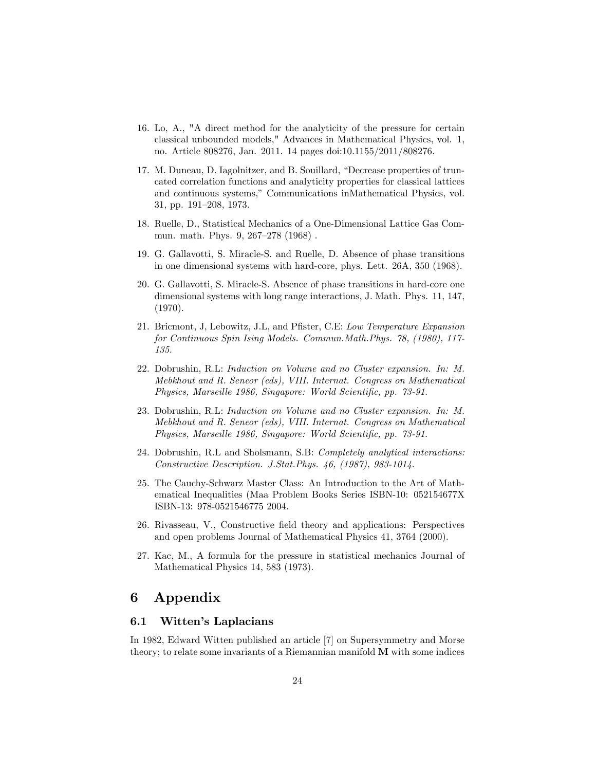16. Lo, A., "A direct method for the analyticity of the pressure for certain classical unbounded models," Advances in Mathematical Physics, vol. 1, no. Article 808276, Jan. 2011. 14 pages doi:10.1155/2011/808276.

17. M. Duneau, D. Iagolnitzer, and B. Souillard, "Decrease properties of truncated correlation functions and analyticity properties for classical lattices and continuous systems," Communications inMathematical Physics, vol. 31, pp. 191–208, 1973.

18. Ruelle, D., Statistical Mechanics of a One-Dimensional Lattice Gas Commun. math. Phys. 9, 267–278 (1968) .

19. G. Gallavotti, S. Miracle-S. and Ruelle, D. Absence of phase transitions in one dimensional systems with hard-core, phys. Lett. 26A, 350 (1968).

20. G. Gallavotti, S. Miracle-S. Absence of phase transitions in hard-core one dimensional systems with long range interactions, J. Math. Phys. 11, 147, (1970).

21. Bricmont, J, Lebowitz, J.L, and Pfister, C.E: *Low Temperature Expansion for Continuous Spin Ising Models. Commun.Math.Phys. 78, (1980), 117-135.*

22. Dobrushin, R.L: *Induction on Volume and no Cluster expansion. In: M. Mebkhout and R. Seneor (eds), VIII. Internat. Congress on Mathematical Physics, Marseille 1986, Singapore: World Scientific, pp. 73-91.*

23. Dobrushin, R.L: *Induction on Volume and no Cluster expansion. In: M. Mebkhout and R. Seneor (eds), VIII. Internat. Congress on Mathematical Physics, Marseille 1986, Singapore: World Scientific, pp. 73-91.*

24. Dobrushin, R.L and Sholsmann, S.B: *Completely analytical interactions: Constructive Description. J.Stat.Phys. 46, (1987), 983-1014.*

25. The Cauchy-Schwarz Master Class: An Introduction to the Art of Mathematical Inequalities (Maa Problem Books Series ISBN-10: 052154677X ISBN-13: 978-0521546775 2004.

26. Rivasseau, V., Constructive field theory and applications: Perspectives and open problems Journal of Mathematical Physics 41, 3764 (2000).

27. Kac, M., A formula for the pressure in statistical mechanics Journal of Mathematical Physics 14, 583 (1973).

# 6 Appendix

## 6.1 Witten's Laplacians

In 1982, Edward Witten published an article [7] on Supersymmetry and Morse theory; to relate some invariants of a Riemannian manifold $\mathbf{M}$ with some indices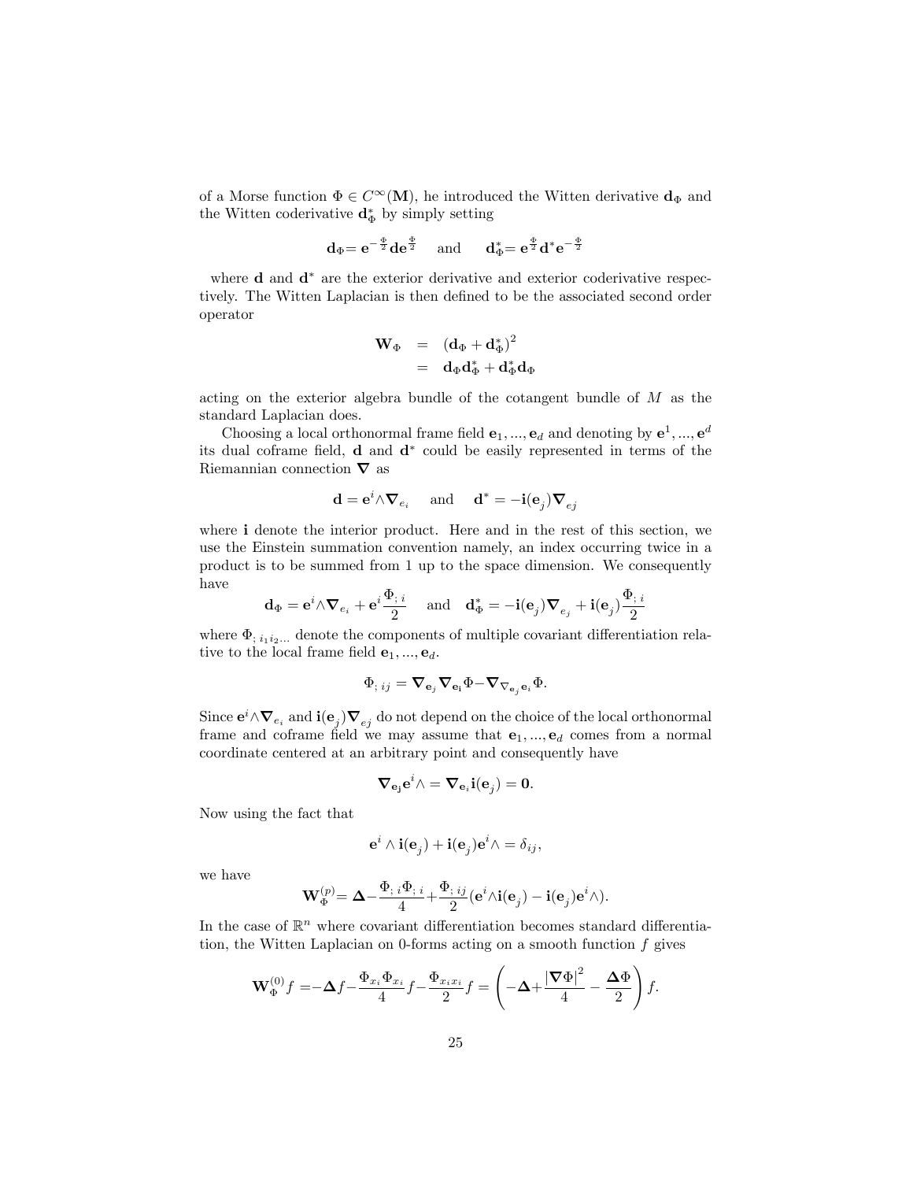of a Morse function $\Phi \in C^\infty(\mathbf{M})$, he introduced the Witten derivative $\mathbf{d}_\Phi$ and the Witten coderivative $\mathbf{d}^*_\Phi$ by simply setting

$$\mathbf{d}_\Phi = \mathbf{e}^{-\frac{\Phi}{2}} \mathbf{d} \mathbf{e}^{\frac{\Phi}{2}} \quad \text{and} \quad \mathbf{d}^*_\Phi = \mathbf{e}^{\frac{\Phi}{2}} \mathbf{d}^* \mathbf{e}^{-\frac{\Phi}{2}}$$

where $\mathbf{d}$ and $\mathbf{d}^*$ are the exterior derivative and exterior coderivative respectively. The Witten Laplacian is then defined to be the associated second order operator

$$\begin{aligned} \mathbf{W}_\Phi &= (\mathbf{d}_\Phi + \mathbf{d}^*_\Phi)^2 \\ &= \mathbf{d}_\Phi \mathbf{d}^*_\Phi + \mathbf{d}^*_\Phi \mathbf{d}_\Phi \end{aligned}$$

acting on the exterior algebra bundle of the cotangent bundle of $M$ as the standard Laplacian does.

Choosing a local orthonormal frame field $\mathbf{e}_1, ..., \mathbf{e}_d$ and denoting by $\mathbf{e}^1, ..., \mathbf{e}^d$ its dual coframe field, $\mathbf{d}$ and $\mathbf{d}^*$ could be easily represented in terms of the Riemannian connection $\boldsymbol{\nabla}$ as

$$\mathbf{d} = \mathbf{e}^i \wedge \boldsymbol{\nabla}_{e_i} \quad \text{and} \quad \mathbf{d}^* = -\mathbf{i}(\mathbf{e}_j) \boldsymbol{\nabla}_{ej}$$

where $\mathbf{i}$ denote the interior product. Here and in the rest of this section, we use the Einstein summation convention namely, an index occurring twice in a product is to be summed from 1 up to the space dimension. We consequently have

$$\mathbf{d}_\Phi = \mathbf{e}^i \wedge \boldsymbol{\nabla}_{e_i} + \mathbf{e}^i \frac{\Phi_{;\,i}}{2} \quad \text{and} \quad \mathbf{d}^*_\Phi = -\mathbf{i}(\mathbf{e}_j) \boldsymbol{\nabla}_{e_j} + \mathbf{i}(\mathbf{e}_j) \frac{\Phi_{;\,i}}{2}$$

where $\Phi_{;\,i_1 i_2 \ldots}$ denote the components of multiple covariant differentiation relative to the local frame field $\mathbf{e}_1, ..., \mathbf{e}_d$.

$$\Phi_{;\,ij} = \boldsymbol{\nabla}_{\mathbf{e}_j} \boldsymbol{\nabla}_{\mathbf{e_i}} \Phi - \boldsymbol{\nabla}_{\nabla_{\mathbf{e}_j} \mathbf{e}_i} \Phi.$$

Since $\mathbf{e}^i \wedge \boldsymbol{\nabla}_{e_i}$ and $\mathbf{i}(\mathbf{e}_j) \boldsymbol{\nabla}_{ej}$ do not depend on the choice of the local orthonormal frame and coframe field we may assume that $\mathbf{e}_1, ..., \mathbf{e}_d$ comes from a normal coordinate centered at an arbitrary point and consequently have

$$\boldsymbol{\nabla}_{\mathbf{e_j}} \mathbf{e}^i \wedge = \boldsymbol{\nabla}_{\mathbf{e}_i} \mathbf{i}(\mathbf{e}_j) = \mathbf{0}.$$

Now using the fact that

$$\mathbf{e}^i \wedge \mathbf{i}(\mathbf{e}_j) + \mathbf{i}(\mathbf{e}_j) \mathbf{e}^i \wedge = \delta_{ij},$$

we have

$$\mathbf{W}^{(p)}_\Phi = \boldsymbol{\Delta} - \frac{\Phi_{;\,i} \Phi_{;\,i}}{4} + \frac{\Phi_{;\,ij}}{2} (\mathbf{e}^i \wedge \mathbf{i}(\mathbf{e}_j) - \mathbf{i}(\mathbf{e}_j) \mathbf{e}^i \wedge).$$

In the case of $\mathbb{R}^n$ where covariant differentiation becomes standard differentiation, the Witten Laplacian on 0-forms acting on a smooth function $f$ gives

$$\mathbf{W}^{(0)}_\Phi f = -\boldsymbol{\Delta} f - \frac{\Phi_{x_i} \Phi_{x_i}}{4} f - \frac{\Phi_{x_i x_i}}{2} f = \left( -\boldsymbol{\Delta} + \frac{|\boldsymbol{\nabla} \Phi|^2}{4} - \frac{\boldsymbol{\Delta} \Phi}{2} \right) f.$$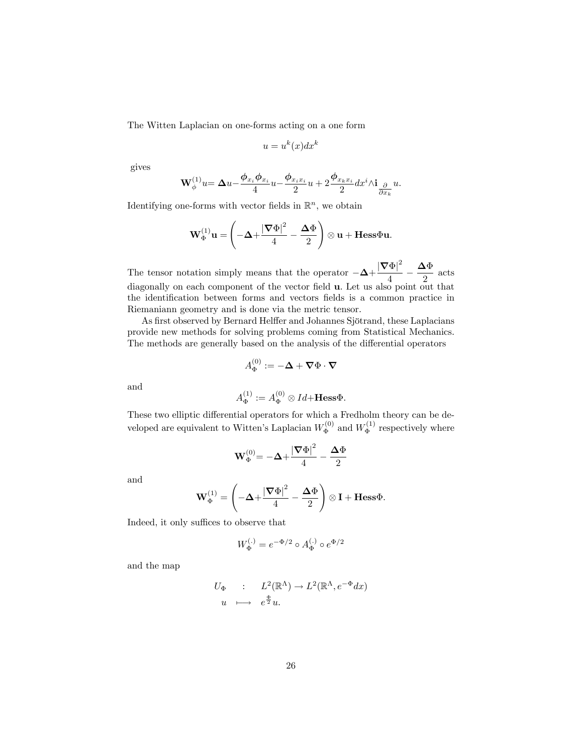The Witten Laplacian on one-forms acting on a one form

$$u = u^k(x)dx^k$$

gives

$$\mathbf{W}_{\phi}^{(1)}u = \mathbf{\Delta}u - \frac{\boldsymbol{\phi}_{x_i}\boldsymbol{\phi}_{x_i}}{4}u - \frac{\boldsymbol{\phi}_{x_i x_i}}{2}u + 2\frac{\boldsymbol{\phi}_{x_k x_i}}{2}dx^i \wedge \mathbf{i}_{\frac{\partial}{\partial x_k}} u.$$

Identifying one-forms with vector fields in $\mathbb{R}^n$, we obtain

$$\mathbf{W}_{\Phi}^{(1)}\mathbf{u} = \left( -\mathbf{\Delta} + \frac{|\mathbf{\nabla}\Phi|^2}{4} - \frac{\mathbf{\Delta}\Phi}{2} \right) \otimes \mathbf{u} + \mathbf{Hess}\Phi\mathbf{u}.$$

The tensor notation simply means that the operator $-\mathbf{\Delta} + \frac{|\mathbf{\nabla}\Phi|^2}{4} - \frac{\mathbf{\Delta}\Phi}{2}$ acts diagonally on each component of the vector field $\mathbf{u}$. Let us also point out that the identification between forms and vectors fields is a common practice in Riemaniann geometry and is done via the metric tensor.

As first observed by Bernard Helffer and Johannes Sjötrand, these Laplacians provide new methods for solving problems coming from Statistical Mechanics. The methods are generally based on the analysis of the differential operators

$$A_{\Phi}^{(0)} := -\mathbf{\Delta} + \mathbf{\nabla}\Phi \cdot \mathbf{\nabla}$$

and

$$A_{\Phi}^{(1)} := A_{\Phi}^{(0)} \otimes Id + \mathbf{Hess}\Phi.$$

These two elliptic differential operators for which a Fredholm theory can be developed are equivalent to Witten's Laplacian $W_{\Phi}^{(0)}$ and $W_{\Phi}^{(1)}$ respectively where

$$\mathbf{W}_{\Phi}^{(0)} = -\mathbf{\Delta} + \frac{|\mathbf{\nabla}\Phi|^2}{4} - \frac{\mathbf{\Delta}\Phi}{2}$$

and

$$\mathbf{W}_{\Phi}^{(1)} = \left( -\mathbf{\Delta} + \frac{|\mathbf{\nabla}\Phi|^2}{4} - \frac{\mathbf{\Delta}\Phi}{2} \right) \otimes \mathbf{I} + \mathbf{Hess}\Phi.$$

Indeed, it only suffices to observe that

$$W_{\Phi}^{(.)} = e^{-\Phi/2} \circ A_{\Phi}^{(.)} \circ e^{\Phi/2}$$

and the map

$$\begin{array}{rcl} U_{\Phi} & : & L^2(\mathbb{R}^{\Lambda}) \to L^2(\mathbb{R}^{\Lambda}, e^{-\Phi}dx) \\ u & \longmapsto & e^{\frac{\Phi}{2}}u. \end{array}$$